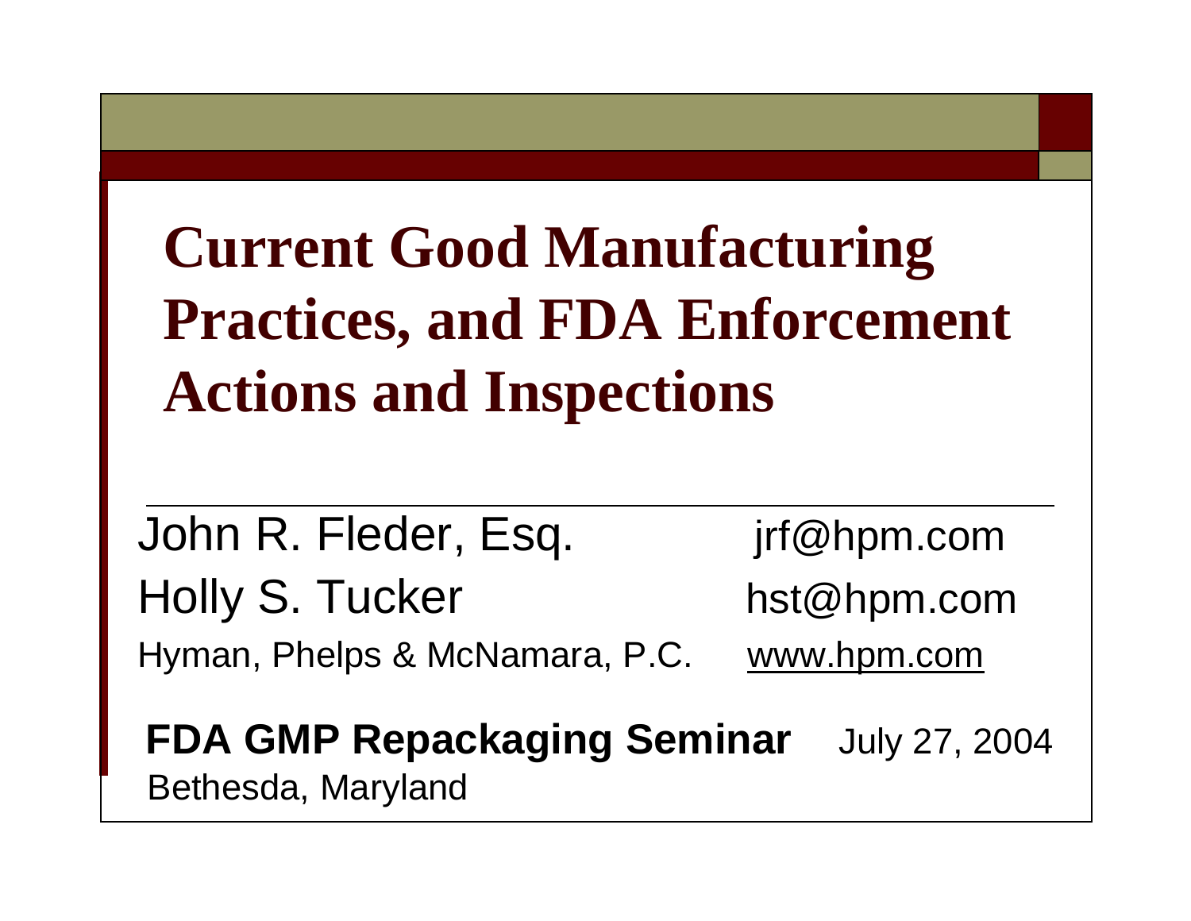# Current Good Manufacturing Practices, and FDA Enforcement Actions and Inspections

John R. Fleder, Esq. jrf@hpm.com

Holly S. Tucker hst@hpm.com

Hyman, Phelps & McNamara, P.C. www.hpm.com

**FDA GMP Repackaging Seminar** July 27, 2004

Bethesda, Maryland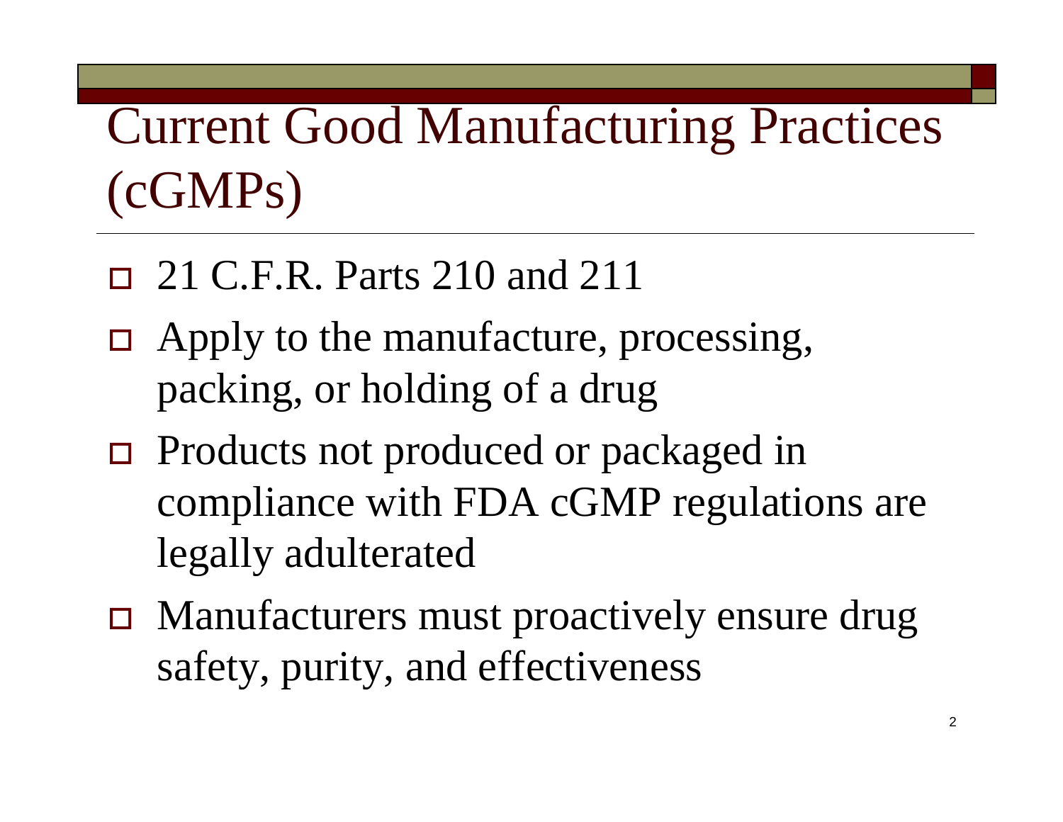# Current Good Manufacturing Practices (cGMPs)

- 21 C.F.R. Parts 210 and 211
- Apply to the manufacture, processing, packing, or holding of a drug
- Products not produced or packaged in compliance with FDA cGMP regulations are legally adulterated
- Manufacturers must proactively ensure drug safety, purity, and effectiveness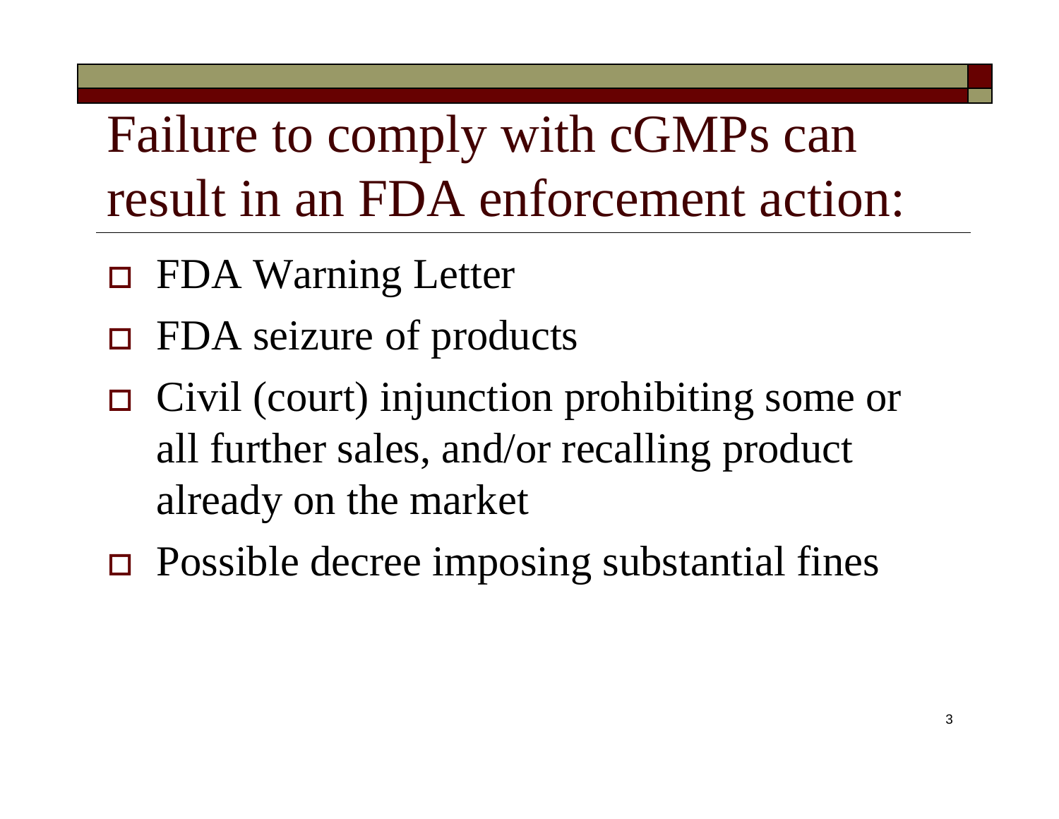# Failure to comply with cGMPs can result in an FDA enforcement action:

- FDA Warning Letter
- FDA seizure of products
- Civil (court) injunction prohibiting some or all further sales, and/or recalling product already on the market
- Possible decree imposing substantial fines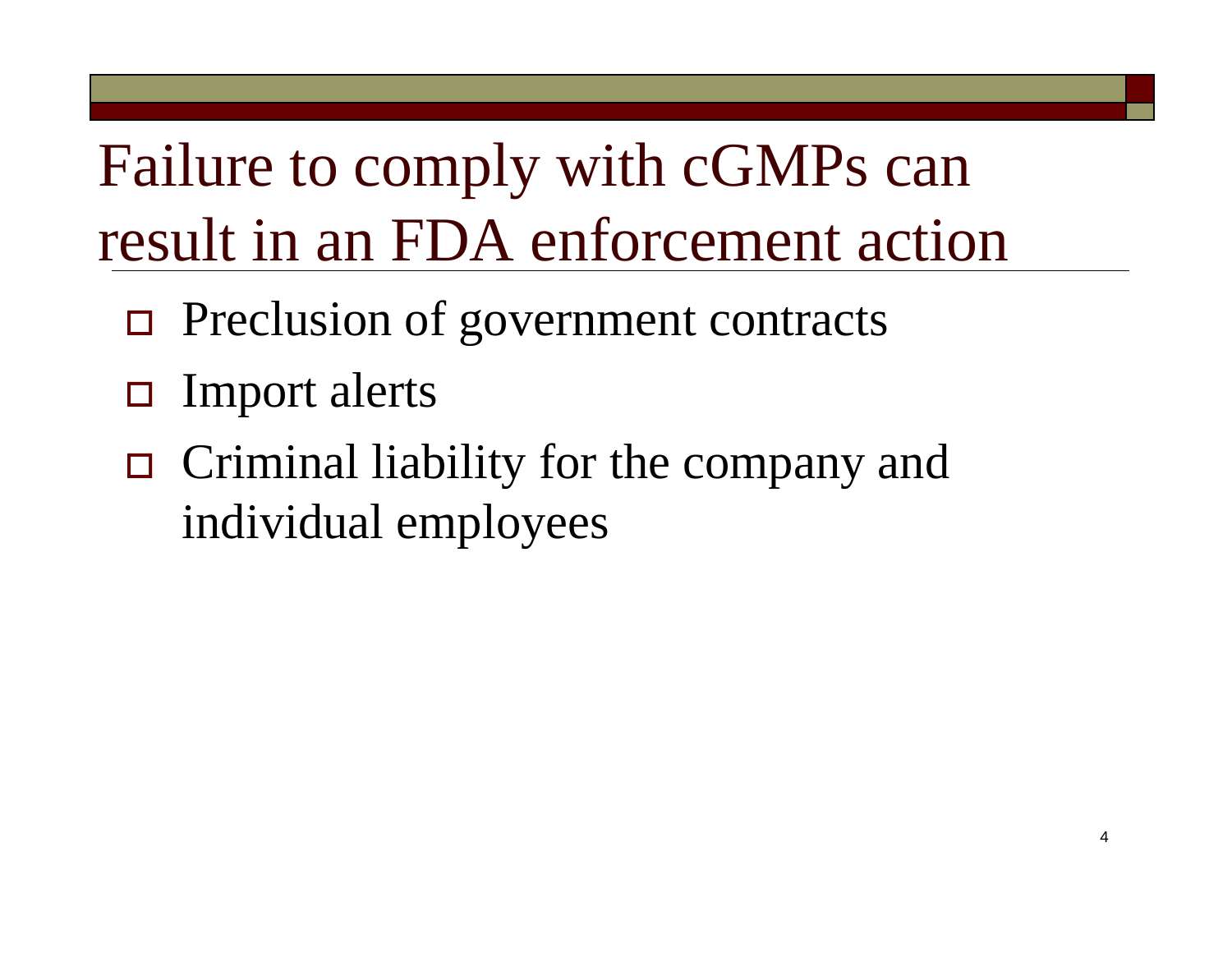# Failure to comply with cGMPs can result in an FDA enforcement action

- Preclusion of government contracts
- Import alerts
- Criminal liability for the company and individual employees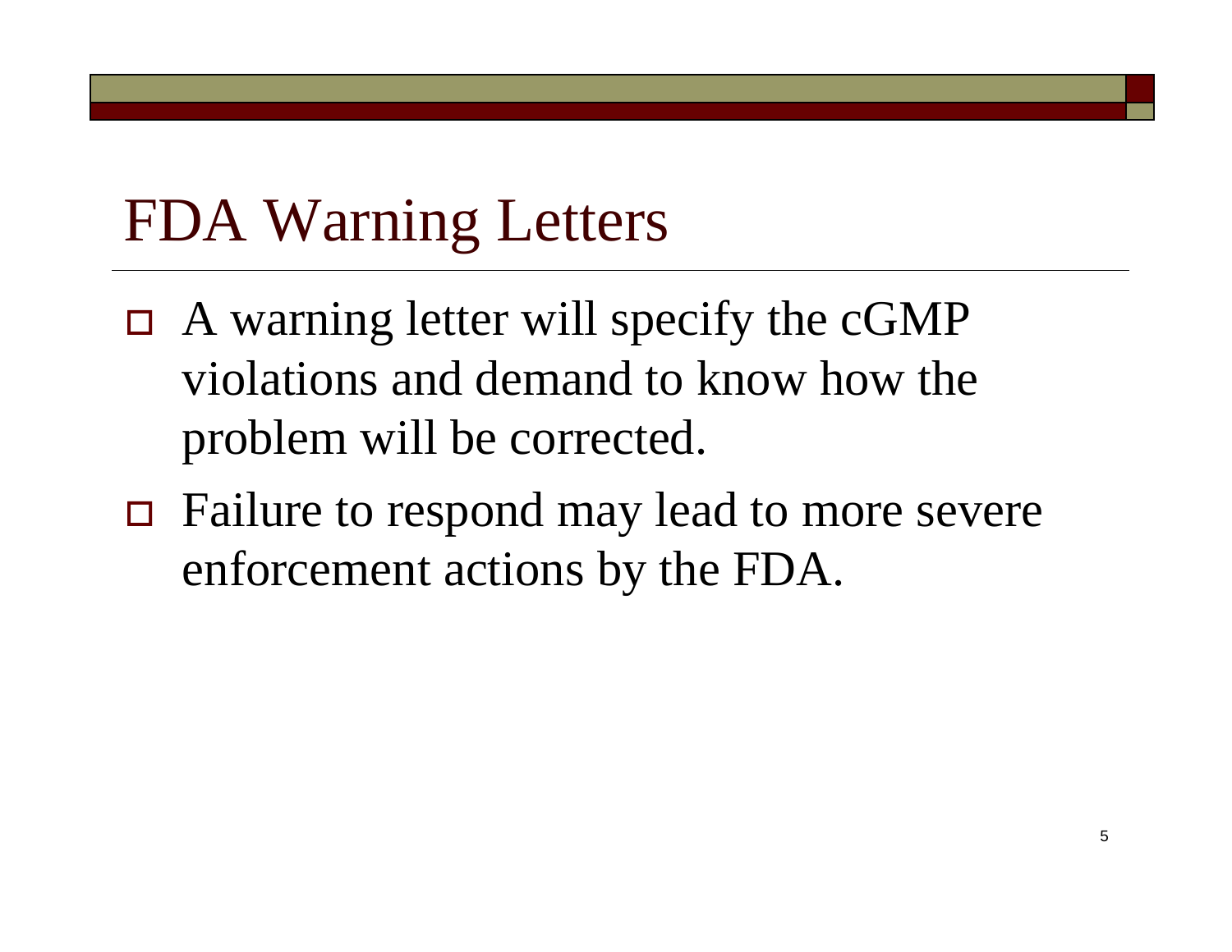# FDA Warning Letters

- A warning letter will specify the cGMP violations and demand to know how the problem will be corrected.
- Failure to respond may lead to more severe enforcement actions by the FDA.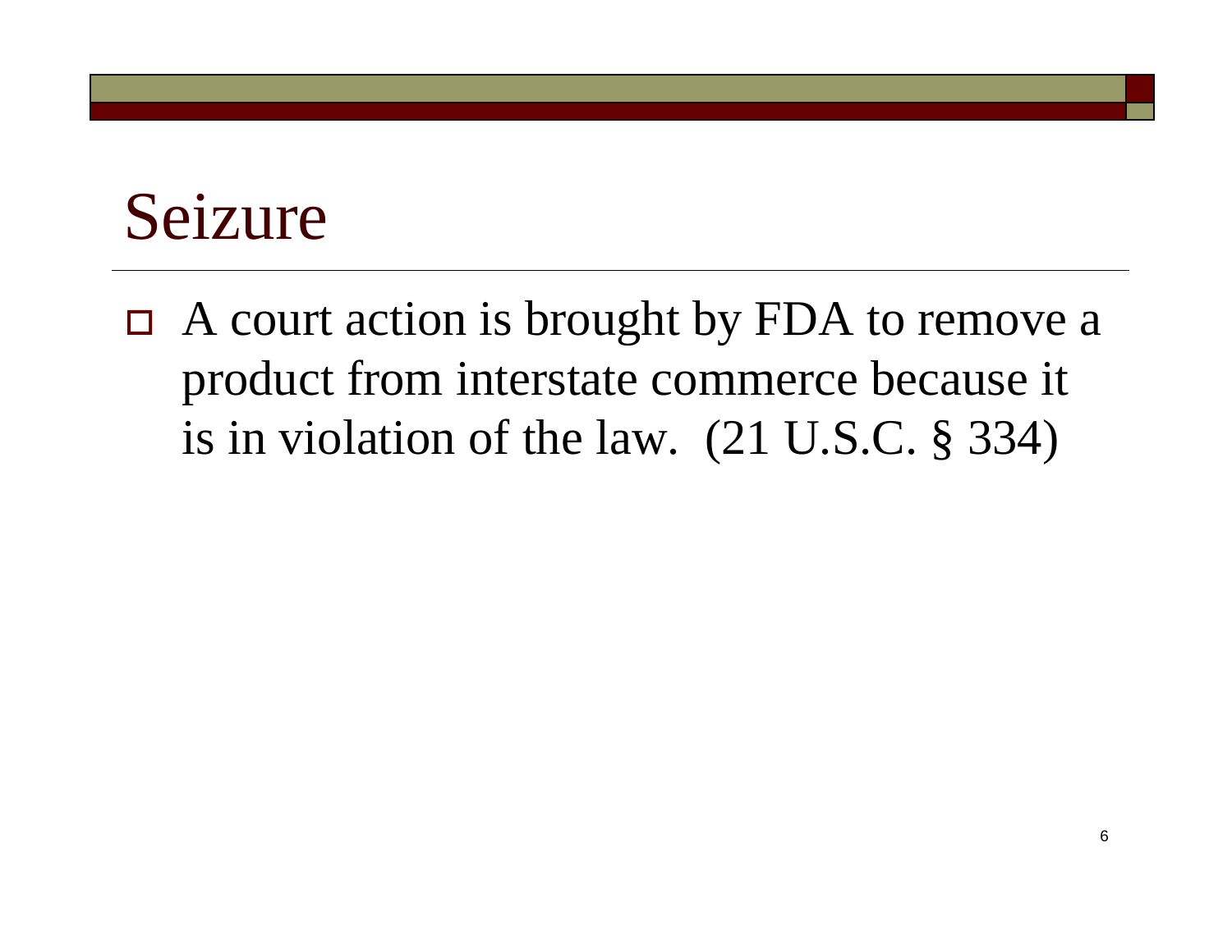# Seizure

- A court action is brought by FDA to remove a product from interstate commerce because it is in violation of the law. (21 U.S.C. § 334)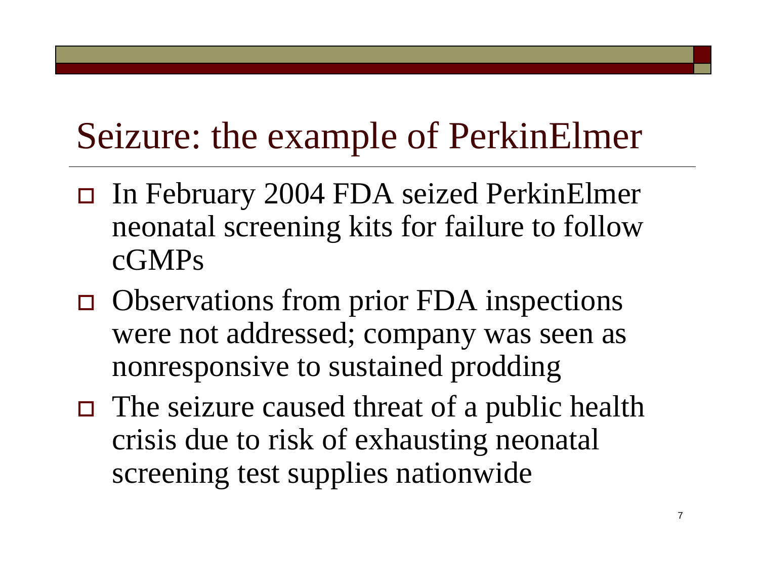# Seizure: the example of PerkinElmer

- In February 2004 FDA seized PerkinElmer neonatal screening kits for failure to follow cGMPs
- Observations from prior FDA inspections were not addressed; company was seen as nonresponsive to sustained prodding
- The seizure caused threat of a public health crisis due to risk of exhausting neonatal screening test supplies nationwide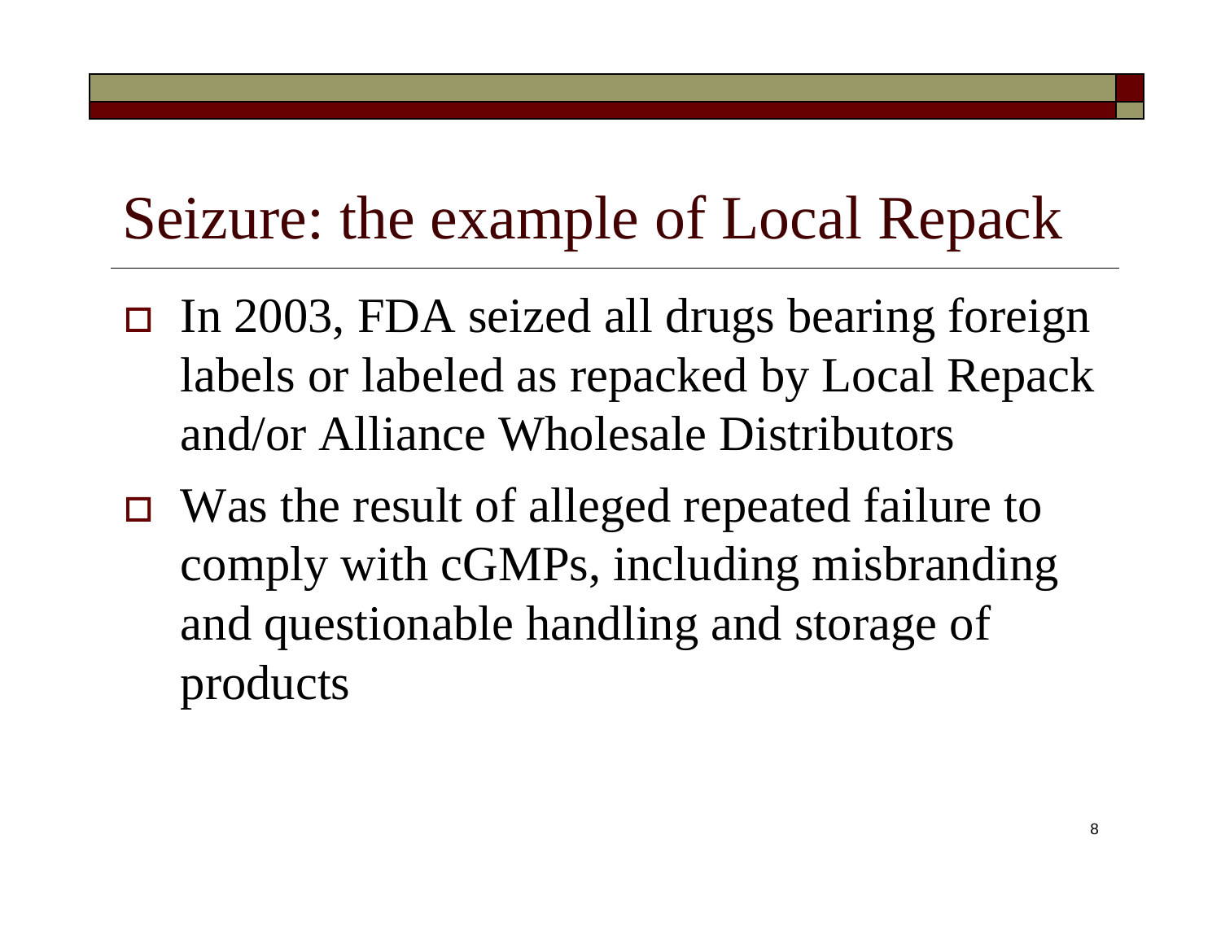# Seizure: the example of Local Repack

- In 2003, FDA seized all drugs bearing foreign labels or labeled as repacked by Local Repack and/or Alliance Wholesale Distributors
- Was the result of alleged repeated failure to comply with cGMPs, including misbranding and questionable handling and storage of products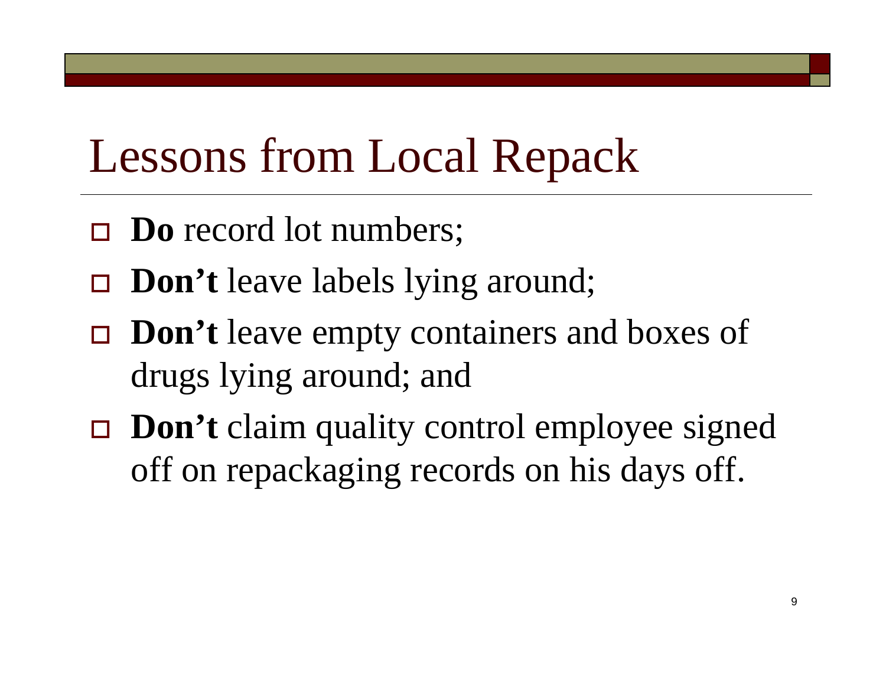# Lessons from Local Repack

- **Do** record lot numbers;
- **Don't** leave labels lying around;
- **Don't** leave empty containers and boxes of drugs lying around; and
- **Don't** claim quality control employee signed off on repackaging records on his days off.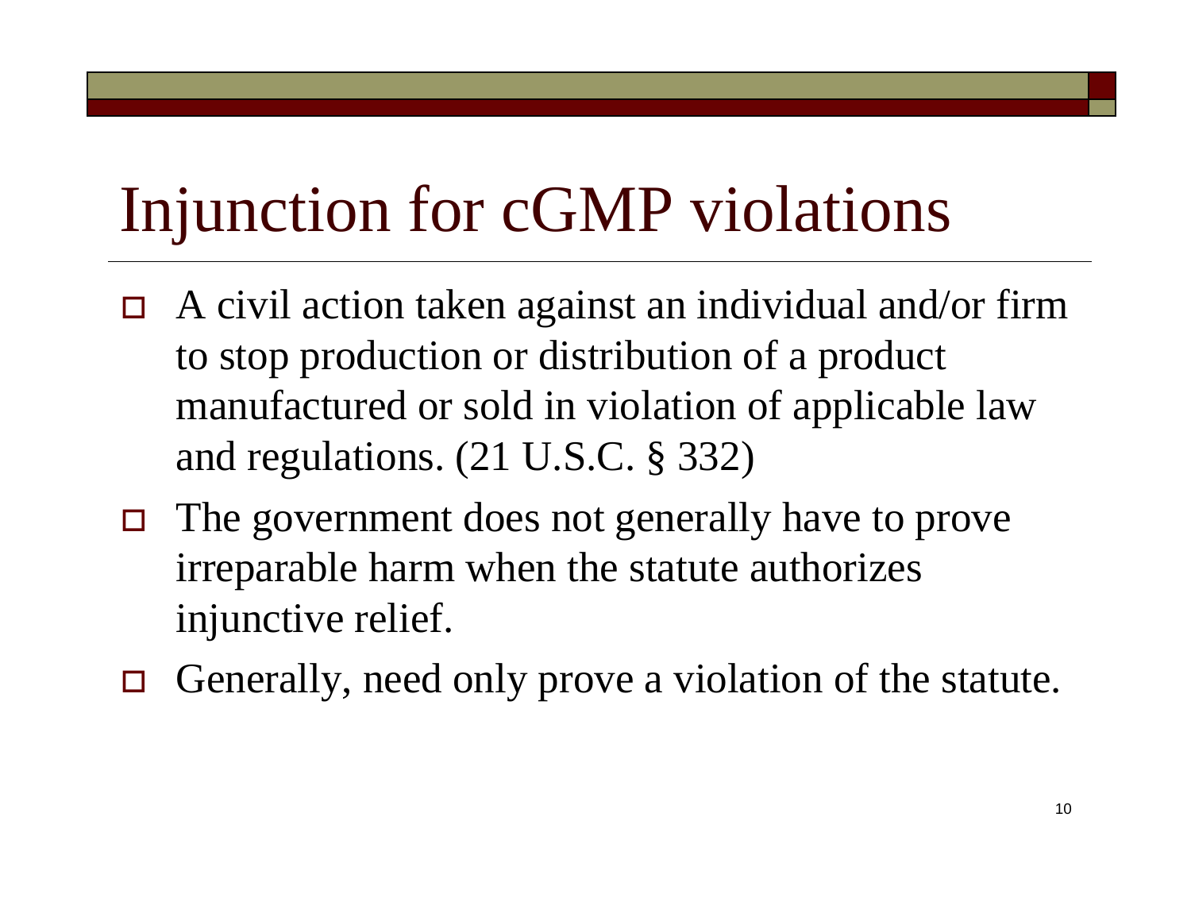# Injunction for cGMP violations

- A civil action taken against an individual and/or firm to stop production or distribution of a product manufactured or sold in violation of applicable law and regulations. (21 U.S.C. § 332)
- The government does not generally have to prove irreparable harm when the statute authorizes injunctive relief.
- Generally, need only prove a violation of the statute.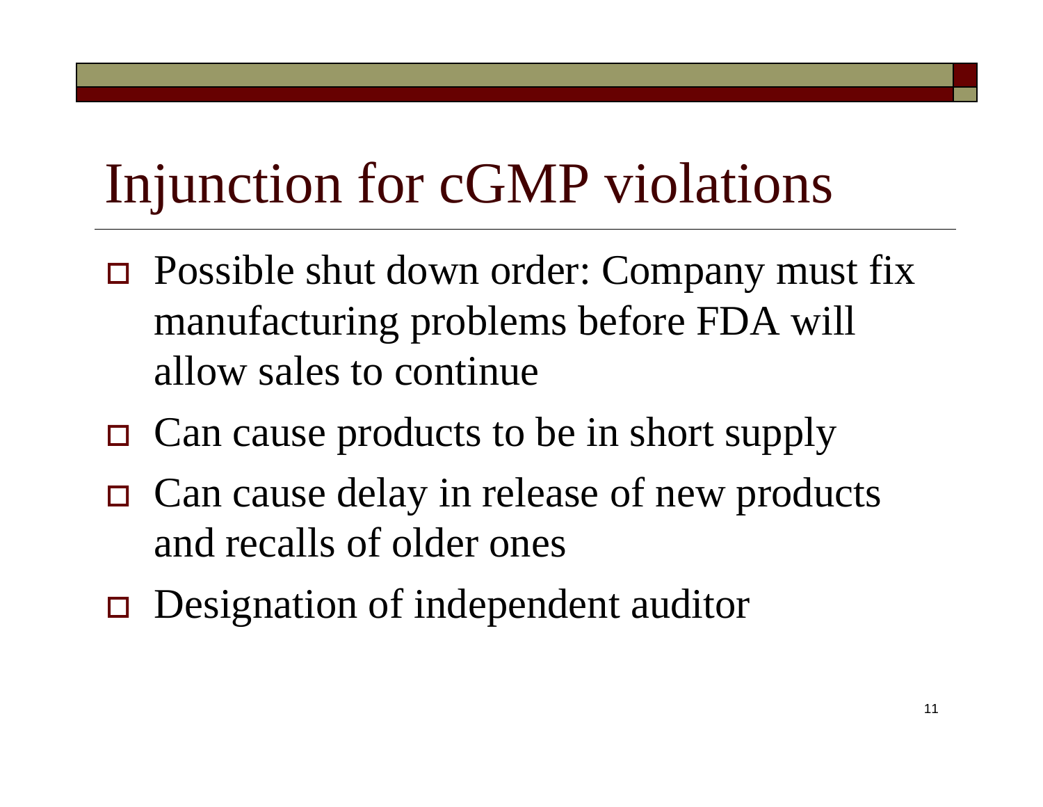# Injunction for cGMP violations

- Possible shut down order: Company must fix manufacturing problems before FDA will allow sales to continue
- Can cause products to be in short supply
- Can cause delay in release of new products and recalls of older ones
- Designation of independent auditor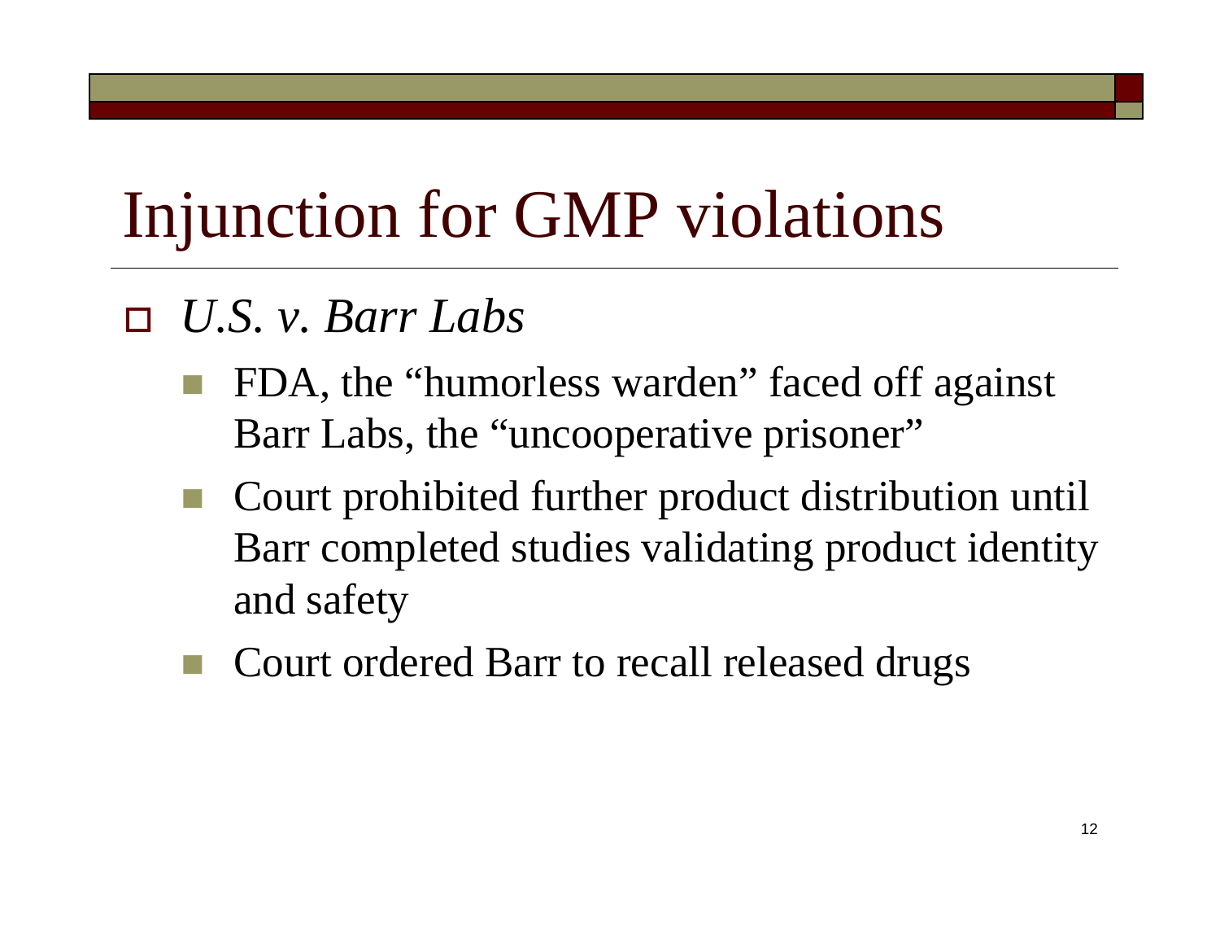# Injunction for GMP violations

- *U.S. v. Barr Labs*
  - FDA, the "humorless warden" faced off against Barr Labs, the "uncooperative prisoner"
  - Court prohibited further product distribution until Barr completed studies validating product identity and safety
  - Court ordered Barr to recall released drugs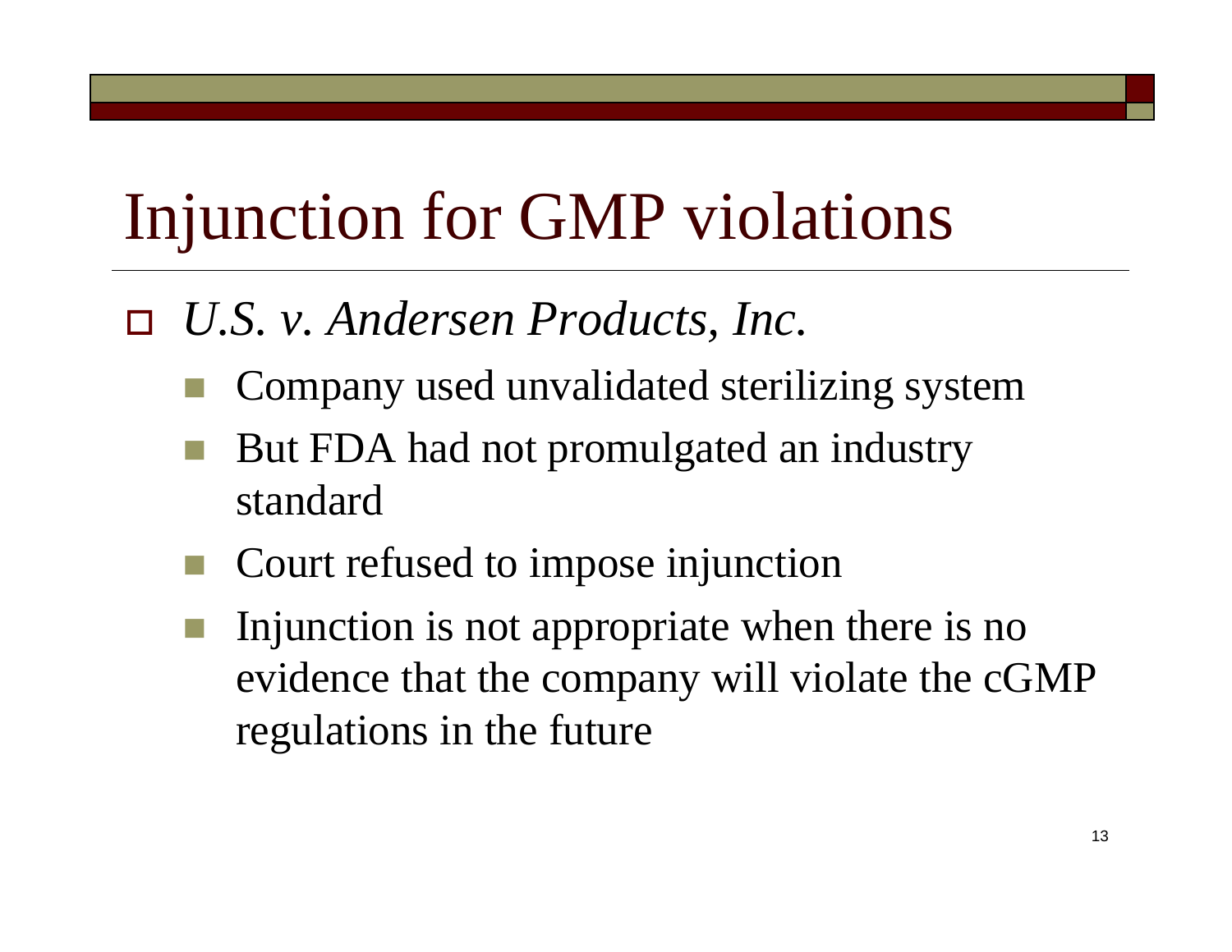# Injunction for GMP violations

- *U.S. v. Andersen Products, Inc.*
  - Company used unvalidated sterilizing system
  - But FDA had not promulgated an industry standard
  - Court refused to impose injunction
  - Injunction is not appropriate when there is no evidence that the company will violate the cGMP regulations in the future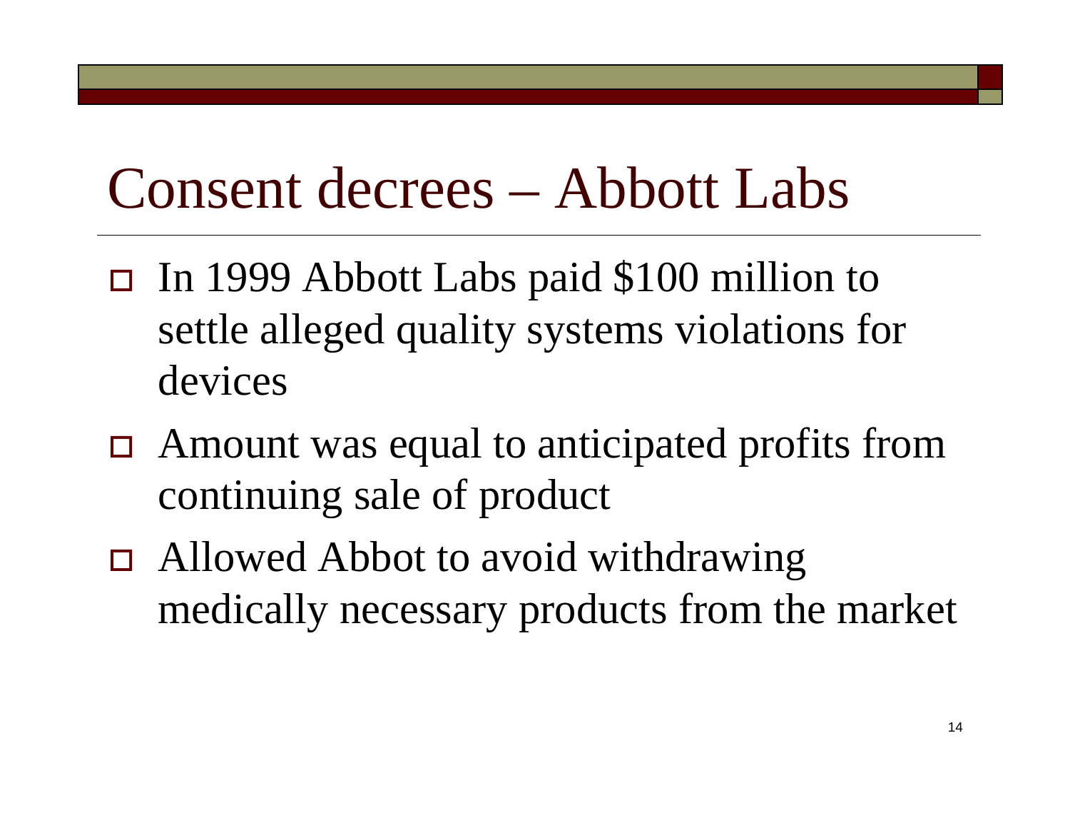# Consent decrees – Abbott Labs

- In 1999 Abbott Labs paid $100 million to settle alleged quality systems violations for devices
- Amount was equal to anticipated profits from continuing sale of product
- Allowed Abbot to avoid withdrawing medically necessary products from the market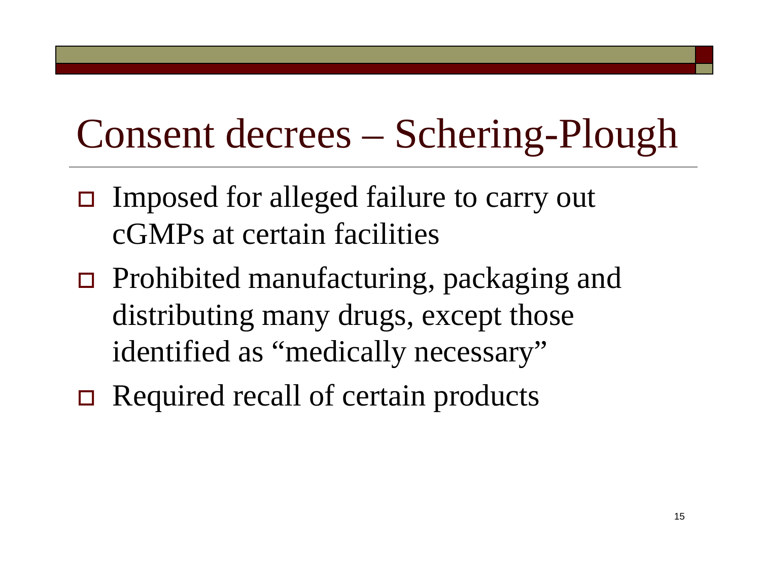# Consent decrees – Schering-Plough

- Imposed for alleged failure to carry out cGMPs at certain facilities
- Prohibited manufacturing, packaging and distributing many drugs, except those identified as "medically necessary"
- Required recall of certain products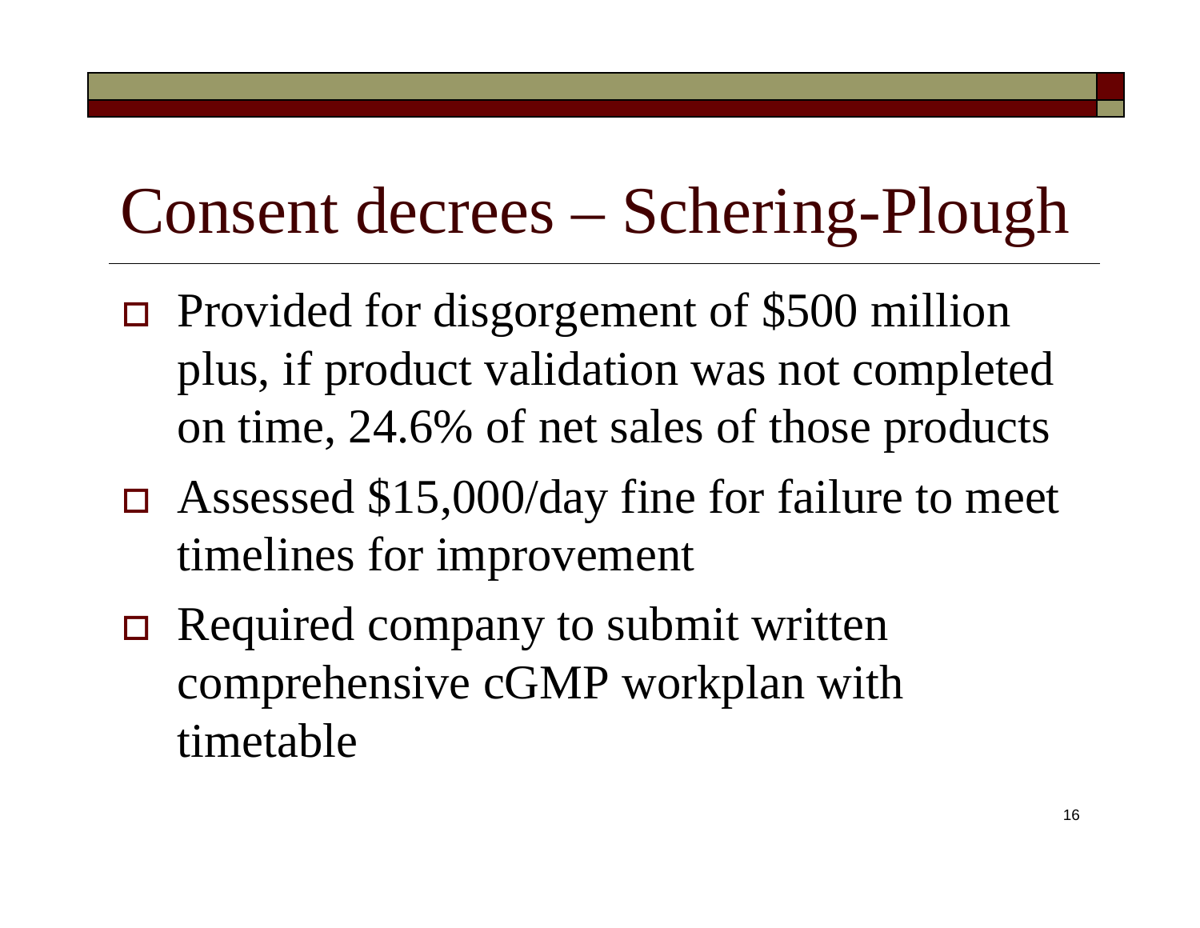# Consent decrees – Schering-Plough

- Provided for disgorgement of $500 million plus, if product validation was not completed on time, 24.6% of net sales of those products
- Assessed $15,000/day fine for failure to meet timelines for improvement
- Required company to submit written comprehensive cGMP workplan with timetable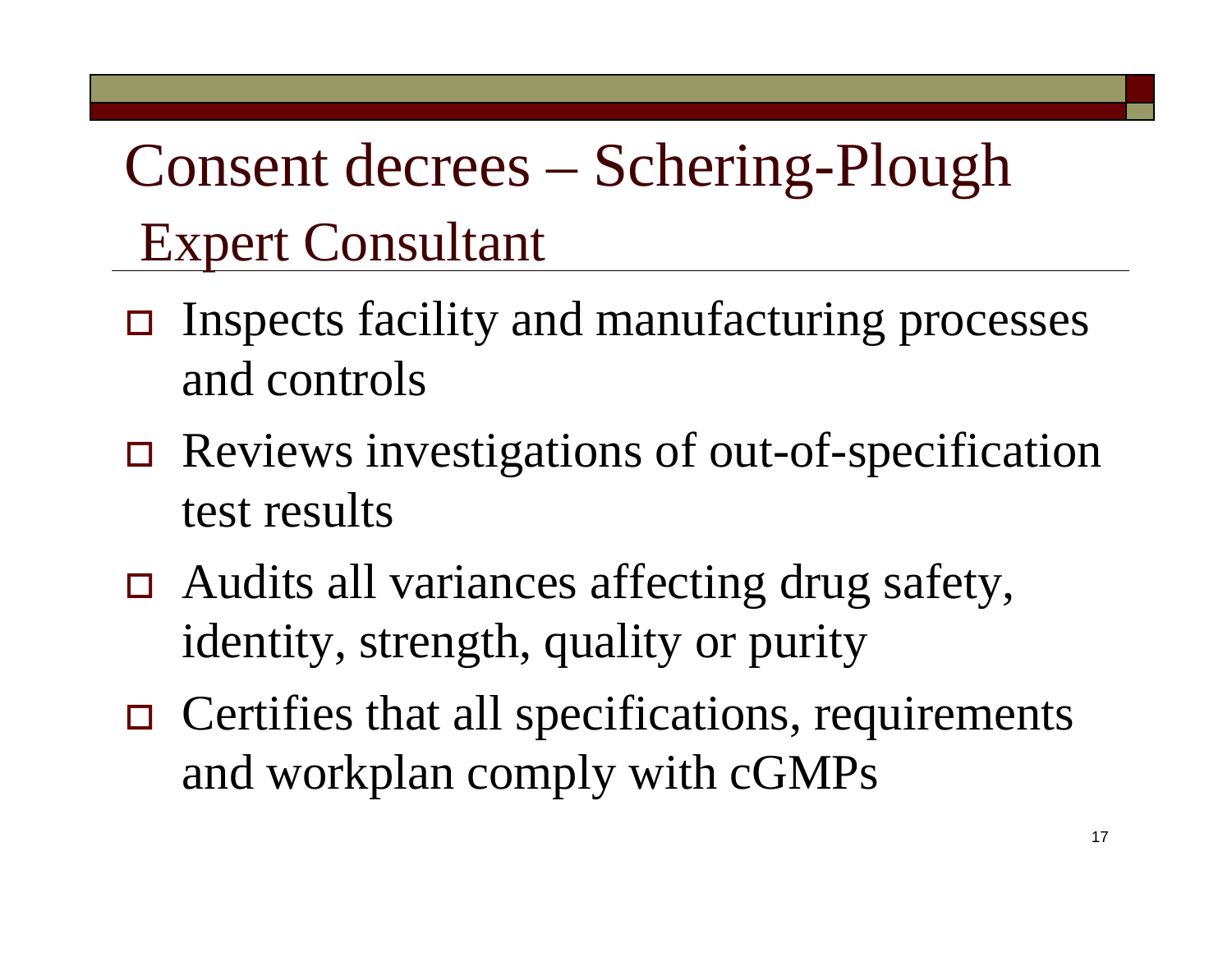# Consent decrees – Schering-Plough

## Expert Consultant

- Inspects facility and manufacturing processes and controls
- Reviews investigations of out-of-specification test results
- Audits all variances affecting drug safety, identity, strength, quality or purity
- Certifies that all specifications, requirements and workplan comply with cGMPs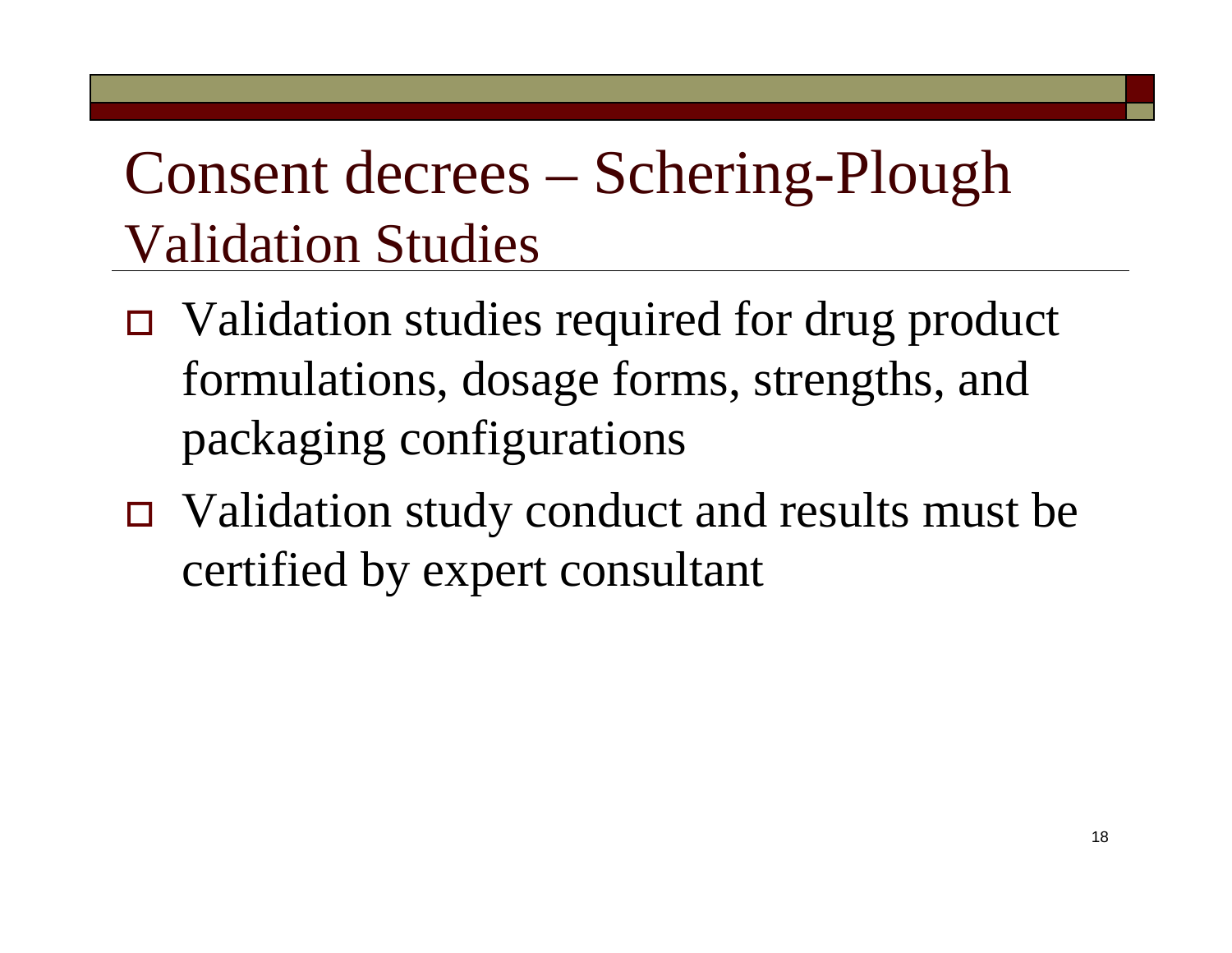# Consent decrees – Schering-Plough

## Validation Studies

- Validation studies required for drug product formulations, dosage forms, strengths, and packaging configurations
- Validation study conduct and results must be certified by expert consultant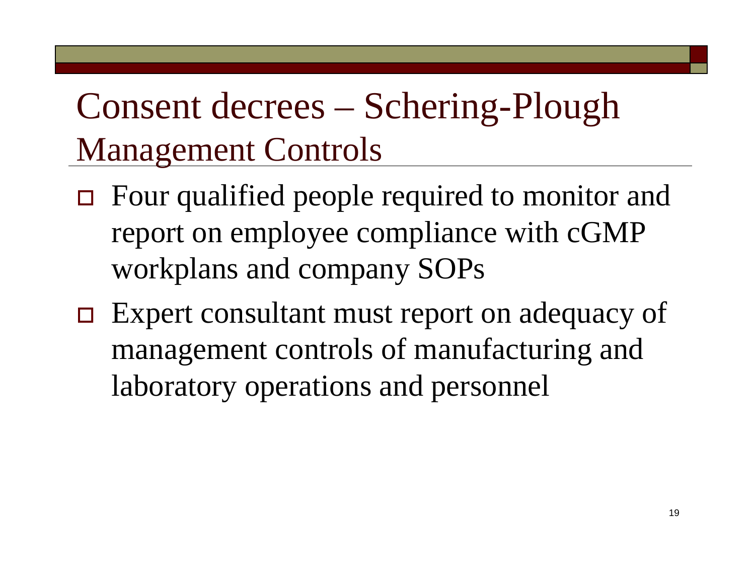# Consent decrees – Schering-Plough

## Management Controls

- Four qualified people required to monitor and report on employee compliance with cGMP workplans and company SOPs
- Expert consultant must report on adequacy of management controls of manufacturing and laboratory operations and personnel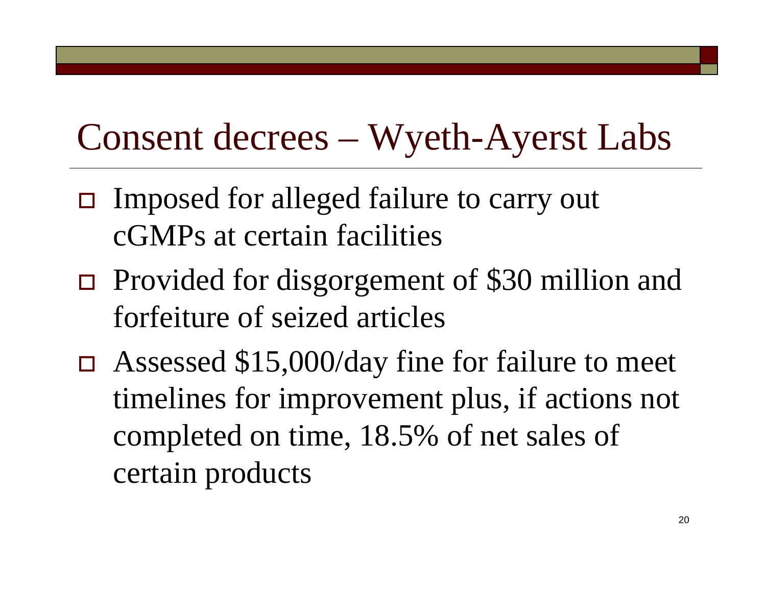# Consent decrees – Wyeth-Ayerst Labs

- Imposed for alleged failure to carry out cGMPs at certain facilities
- Provided for disgorgement of $30 million and forfeiture of seized articles
- Assessed $15,000/day fine for failure to meet timelines for improvement plus, if actions not completed on time, 18.5% of net sales of certain products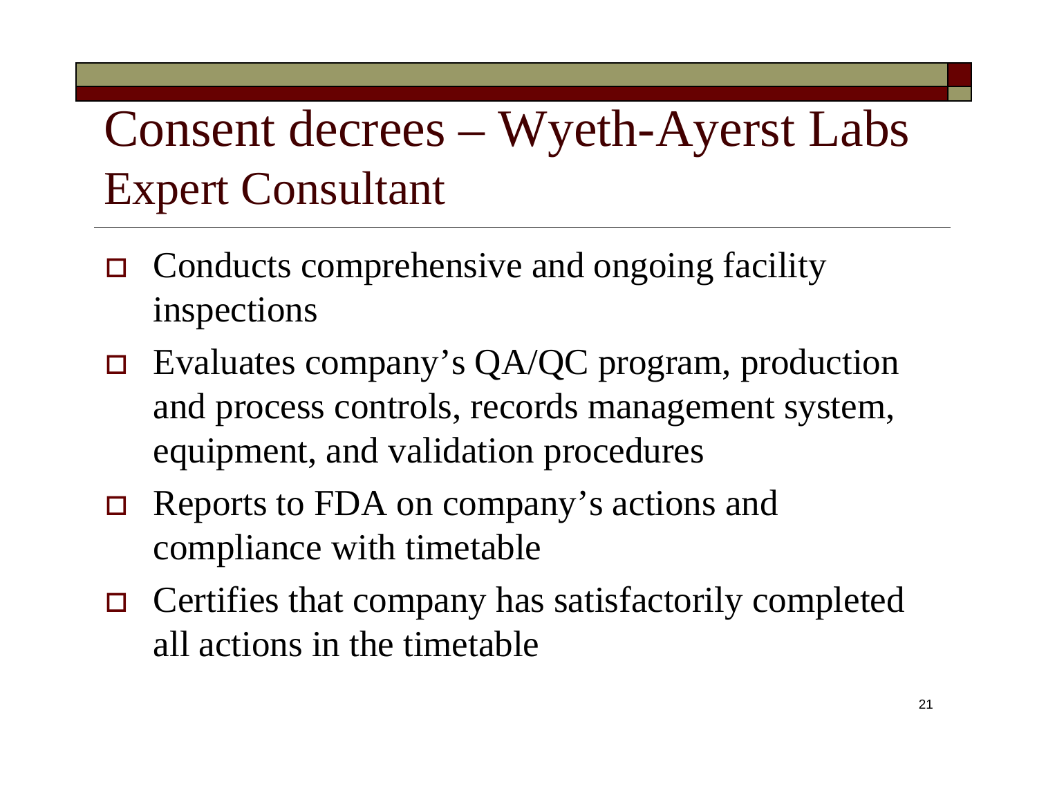# Consent decrees – Wyeth-Ayerst Labs

## Expert Consultant

- Conducts comprehensive and ongoing facility inspections
- Evaluates company's QA/QC program, production and process controls, records management system, equipment, and validation procedures
- Reports to FDA on company's actions and compliance with timetable
- Certifies that company has satisfactorily completed all actions in the timetable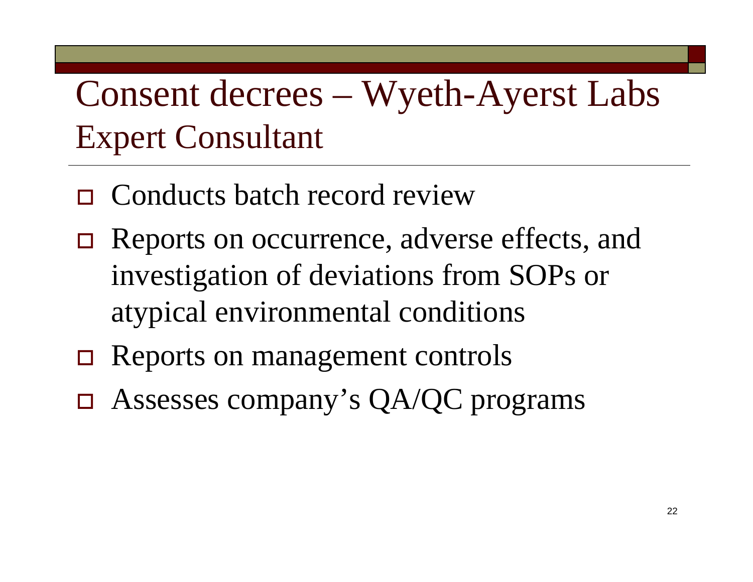# Consent decrees – Wyeth-Ayerst Labs
## Expert Consultant

- Conducts batch record review
- Reports on occurrence, adverse effects, and investigation of deviations from SOPs or atypical environmental conditions
- Reports on management controls
- Assesses company's QA/QC programs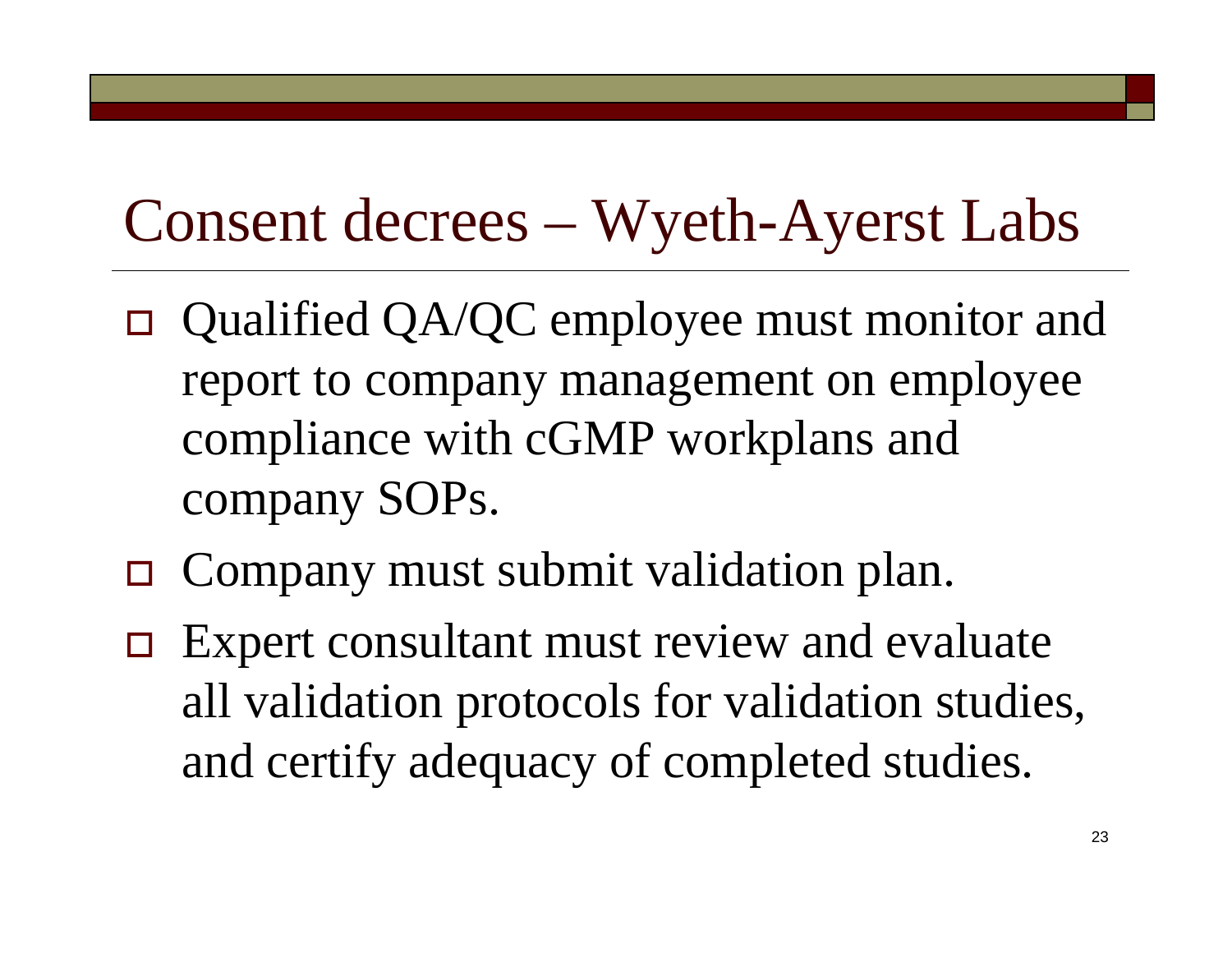# Consent decrees – Wyeth-Ayerst Labs

- Qualified QA/QC employee must monitor and report to company management on employee compliance with cGMP workplans and company SOPs.
- Company must submit validation plan.
- Expert consultant must review and evaluate all validation protocols for validation studies, and certify adequacy of completed studies.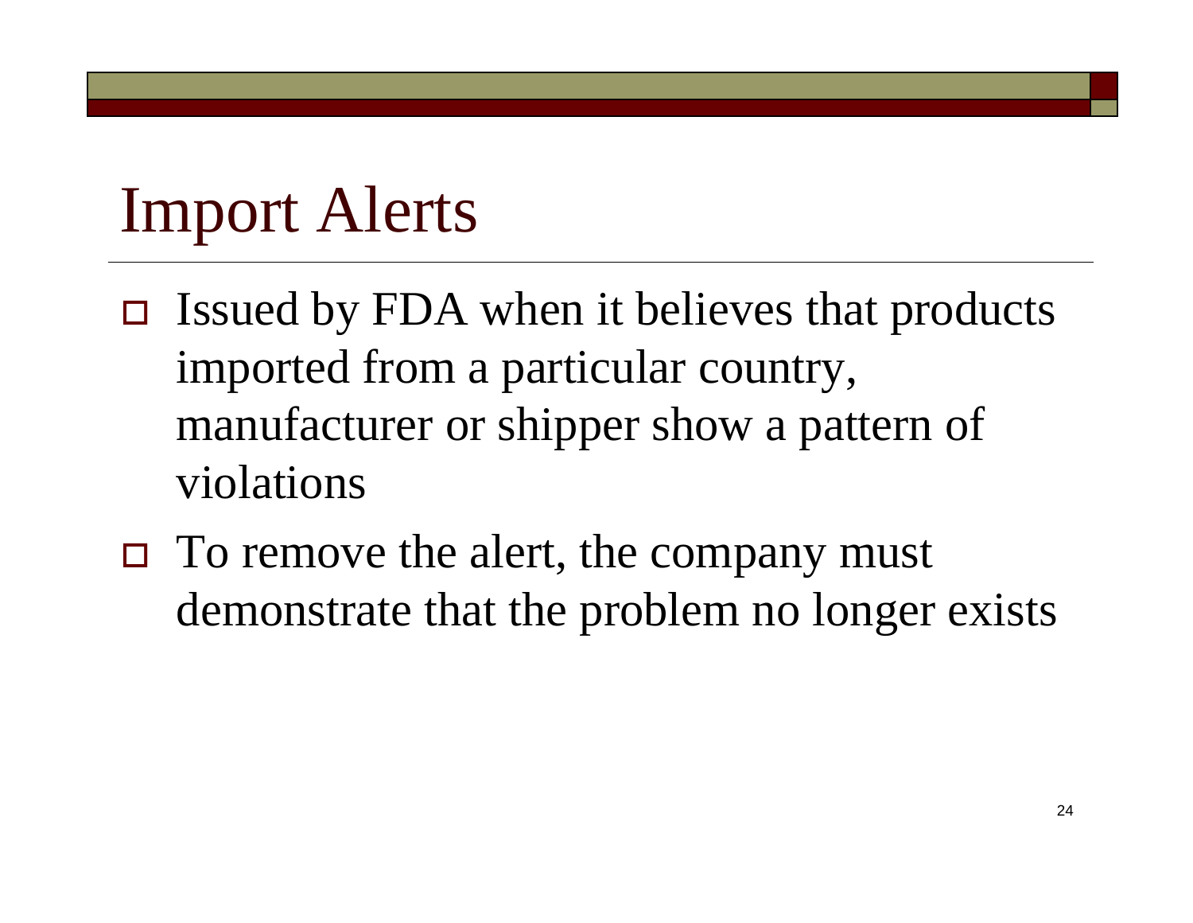# Import Alerts

- Issued by FDA when it believes that products imported from a particular country, manufacturer or shipper show a pattern of violations
- To remove the alert, the company must demonstrate that the problem no longer exists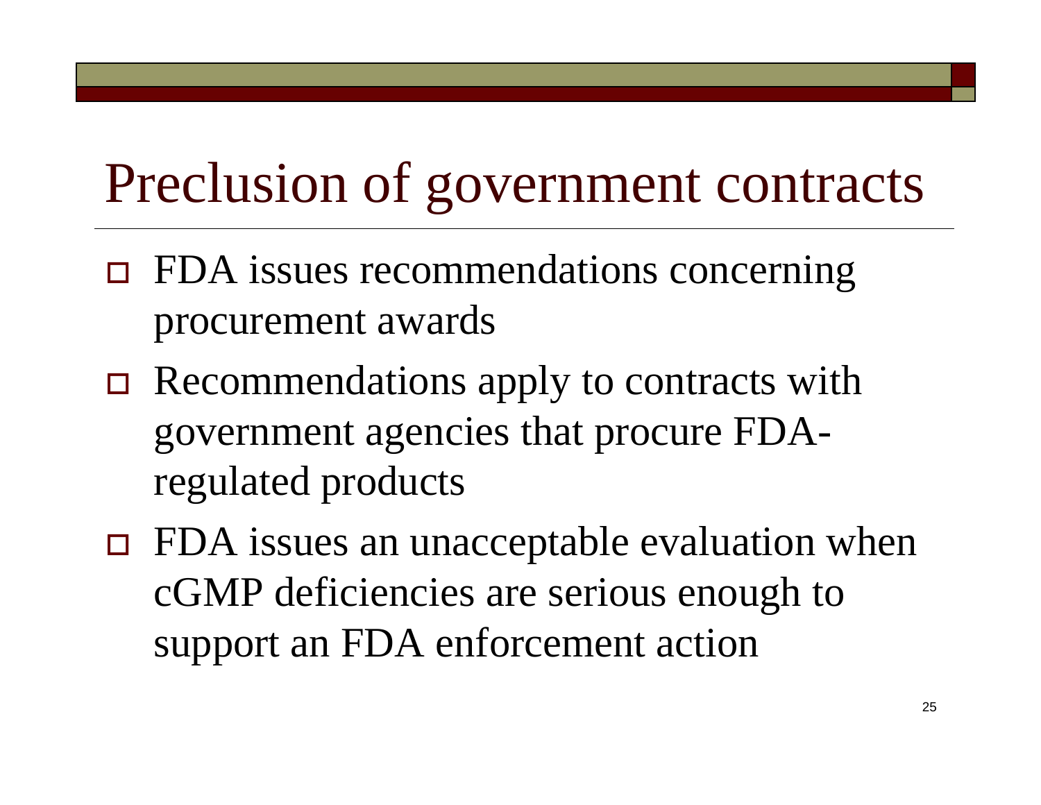# Preclusion of government contracts

- FDA issues recommendations concerning procurement awards
- Recommendations apply to contracts with government agencies that procure FDA-regulated products
- FDA issues an unacceptable evaluation when cGMP deficiencies are serious enough to support an FDA enforcement action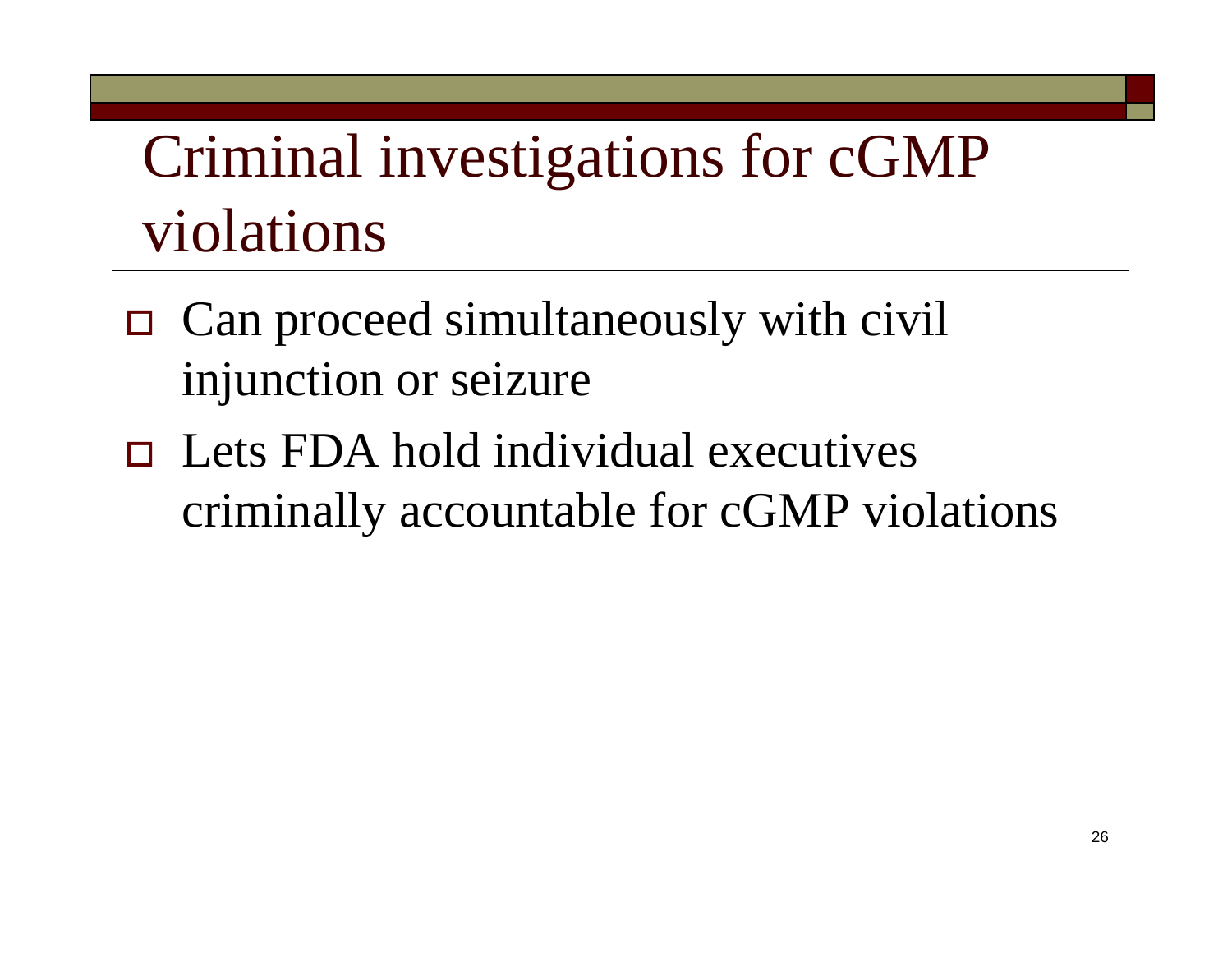# Criminal investigations for cGMP violations

- Can proceed simultaneously with civil injunction or seizure
- Lets FDA hold individual executives criminally accountable for cGMP violations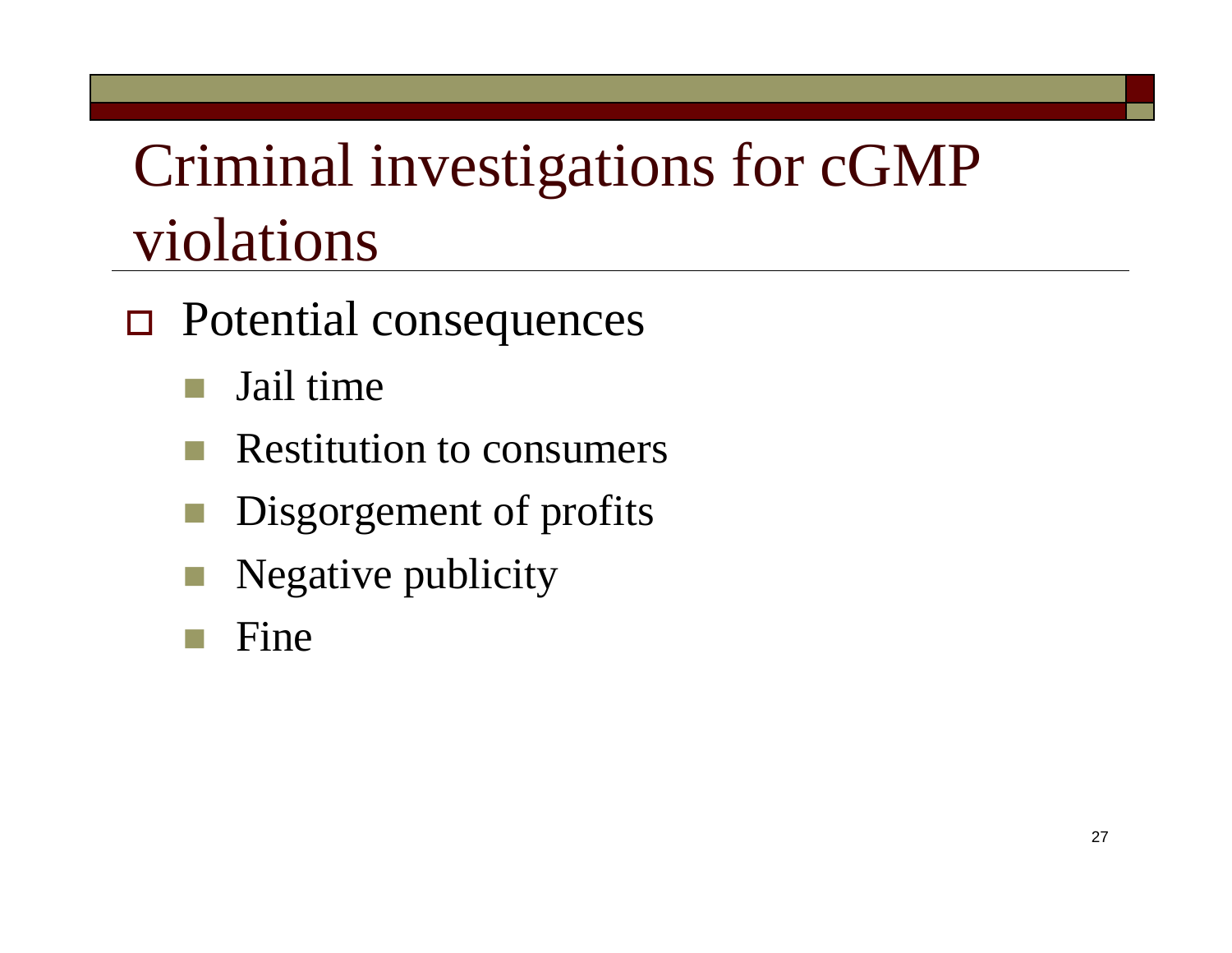# Criminal investigations for cGMP violations

- Potential consequences
  - Jail time
  - Restitution to consumers
  - Disgorgement of profits
  - Negative publicity
  - Fine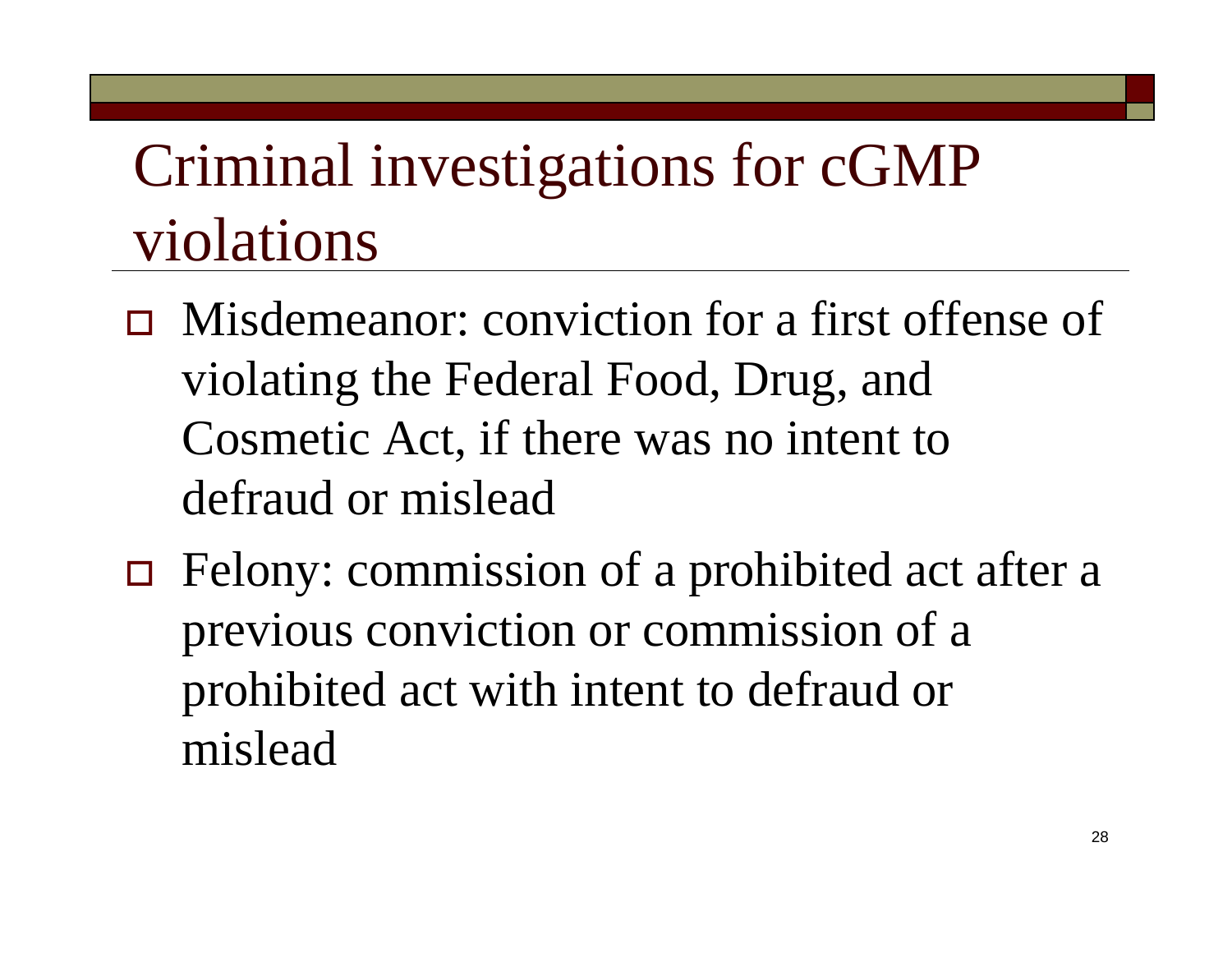# Criminal investigations for cGMP violations

- Misdemeanor: conviction for a first offense of violating the Federal Food, Drug, and Cosmetic Act, if there was no intent to defraud or mislead
- Felony: commission of a prohibited act after a previous conviction or commission of a prohibited act with intent to defraud or mislead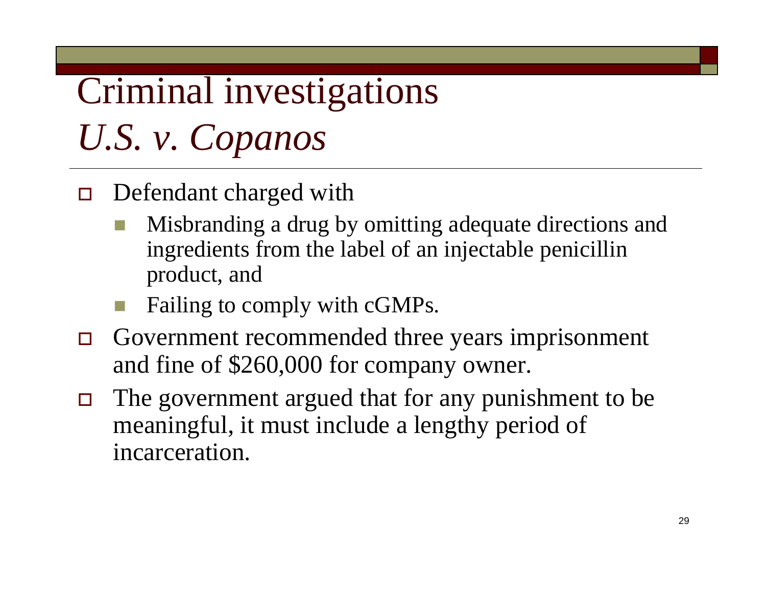# Criminal investigations
# *U.S. v. Copanos*

- Defendant charged with
  - Misbranding a drug by omitting adequate directions and ingredients from the label of an injectable penicillin product, and
  - Failing to comply with cGMPs.
- Government recommended three years imprisonment and fine of $260,000 for company owner.
- The government argued that for any punishment to be meaningful, it must include a lengthy period of incarceration.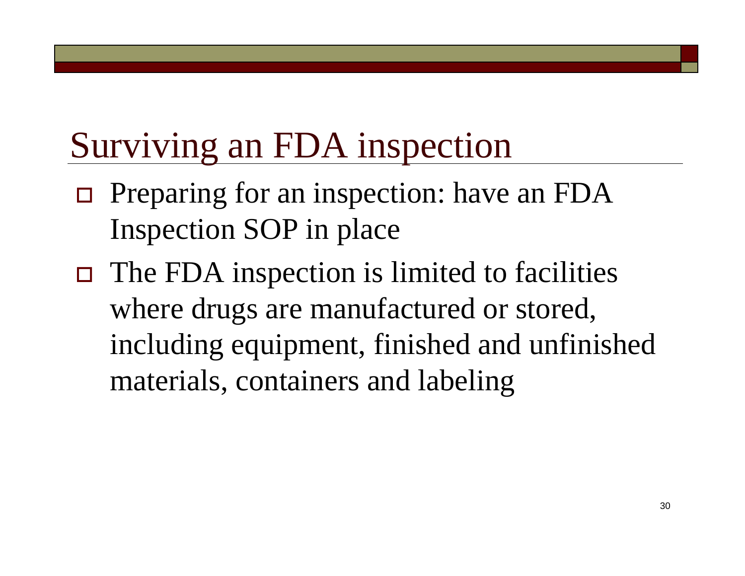# Surviving an FDA inspection

- Preparing for an inspection: have an FDA Inspection SOP in place
- The FDA inspection is limited to facilities where drugs are manufactured or stored, including equipment, finished and unfinished materials, containers and labeling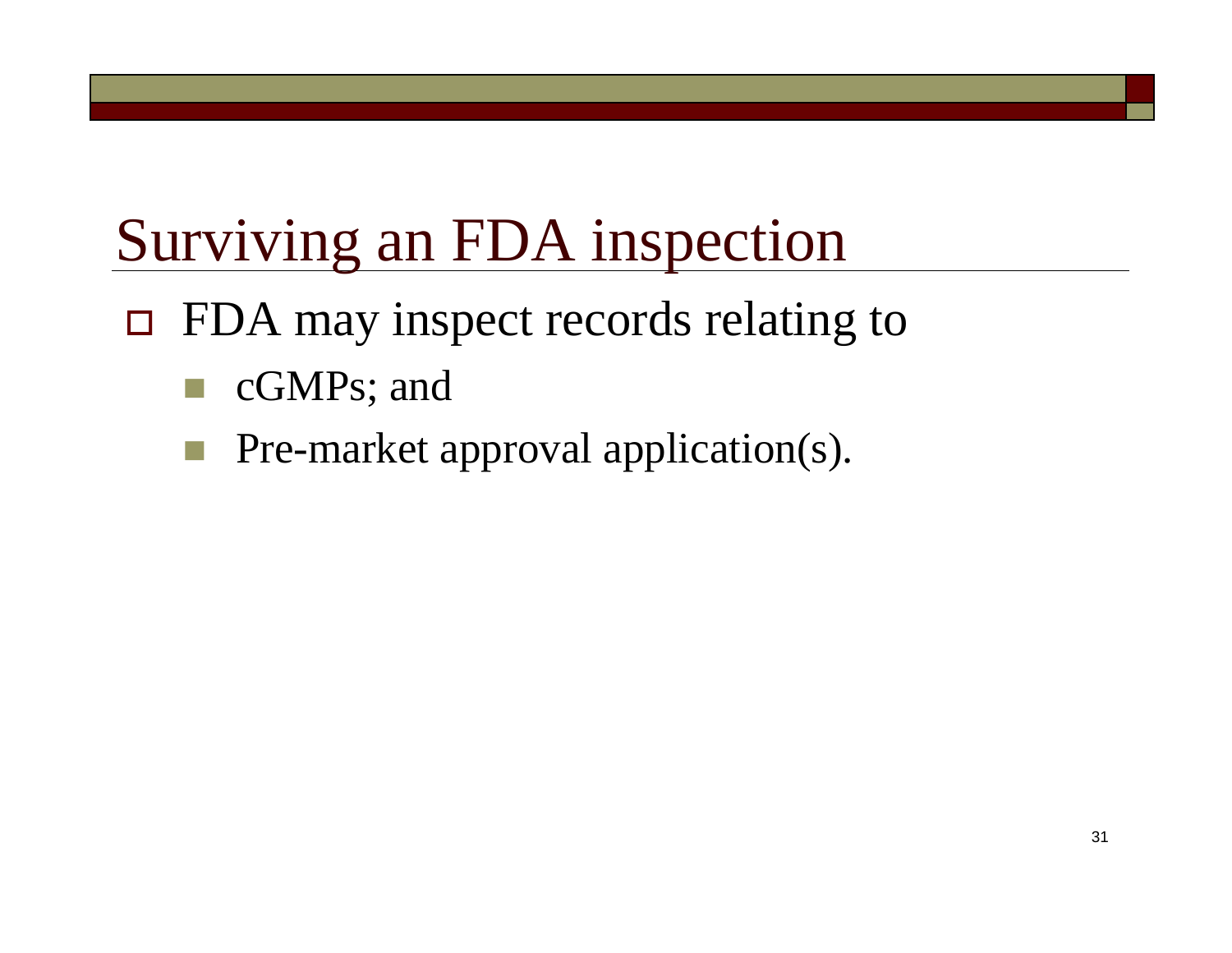# Surviving an FDA inspection

- FDA may inspect records relating to
  - cGMPs; and
  - Pre-market approval application(s).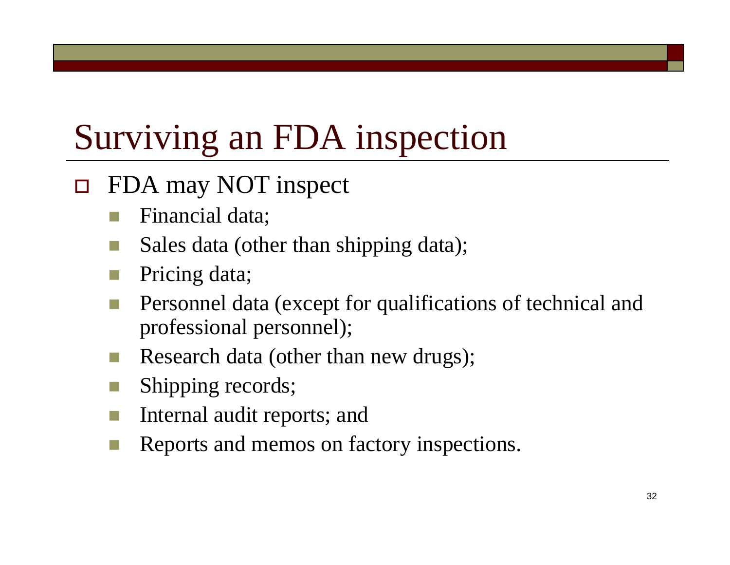# Surviving an FDA inspection

- FDA may NOT inspect
  - Financial data;
  - Sales data (other than shipping data);
  - Pricing data;
  - Personnel data (except for qualifications of technical and professional personnel);
  - Research data (other than new drugs);
  - Shipping records;
  - Internal audit reports; and
  - Reports and memos on factory inspections.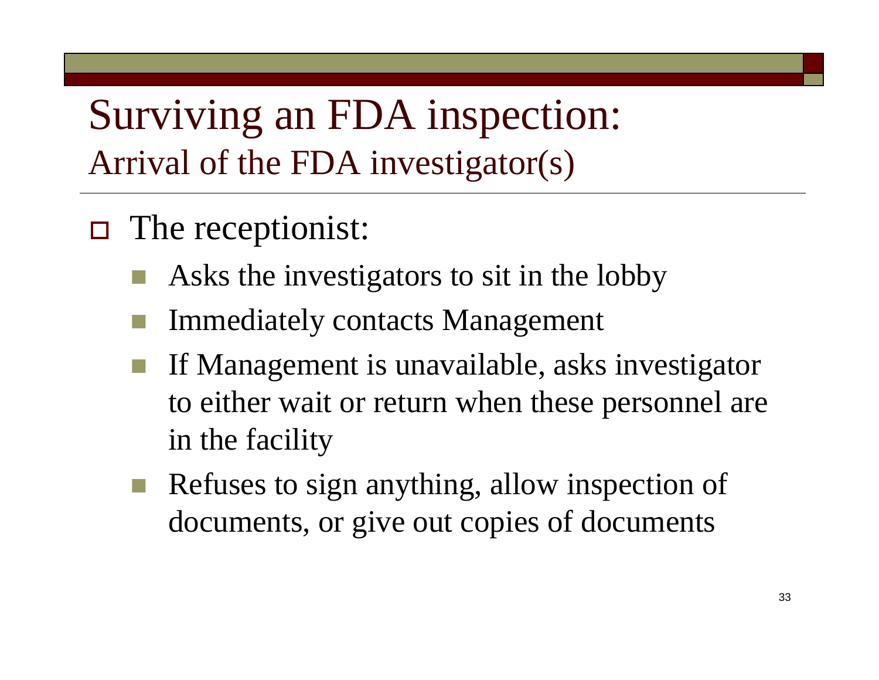# Surviving an FDA inspection:
## Arrival of the FDA investigator(s)

- The receptionist:
  - Asks the investigators to sit in the lobby
  - Immediately contacts Management
  - If Management is unavailable, asks investigator to either wait or return when these personnel are in the facility
  - Refuses to sign anything, allow inspection of documents, or give out copies of documents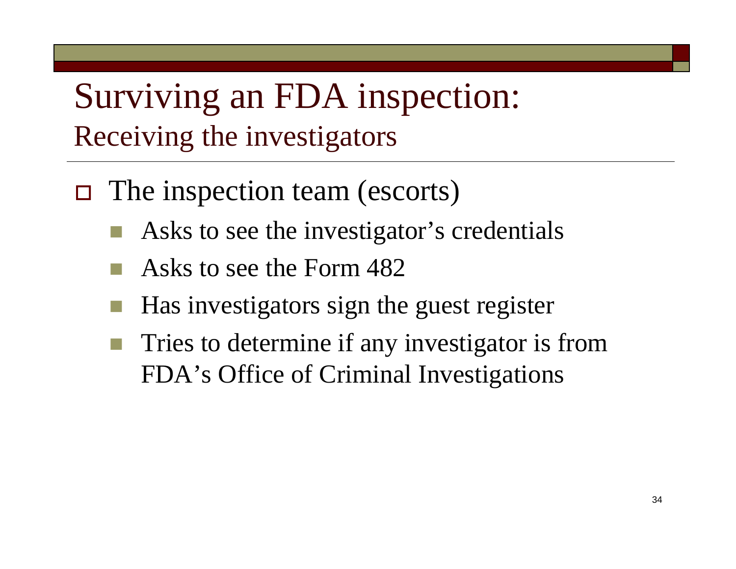# Surviving an FDA inspection:

## Receiving the investigators

- The inspection team (escorts)
  - Asks to see the investigator's credentials
  - Asks to see the Form 482
  - Has investigators sign the guest register
  - Tries to determine if any investigator is from FDA's Office of Criminal Investigations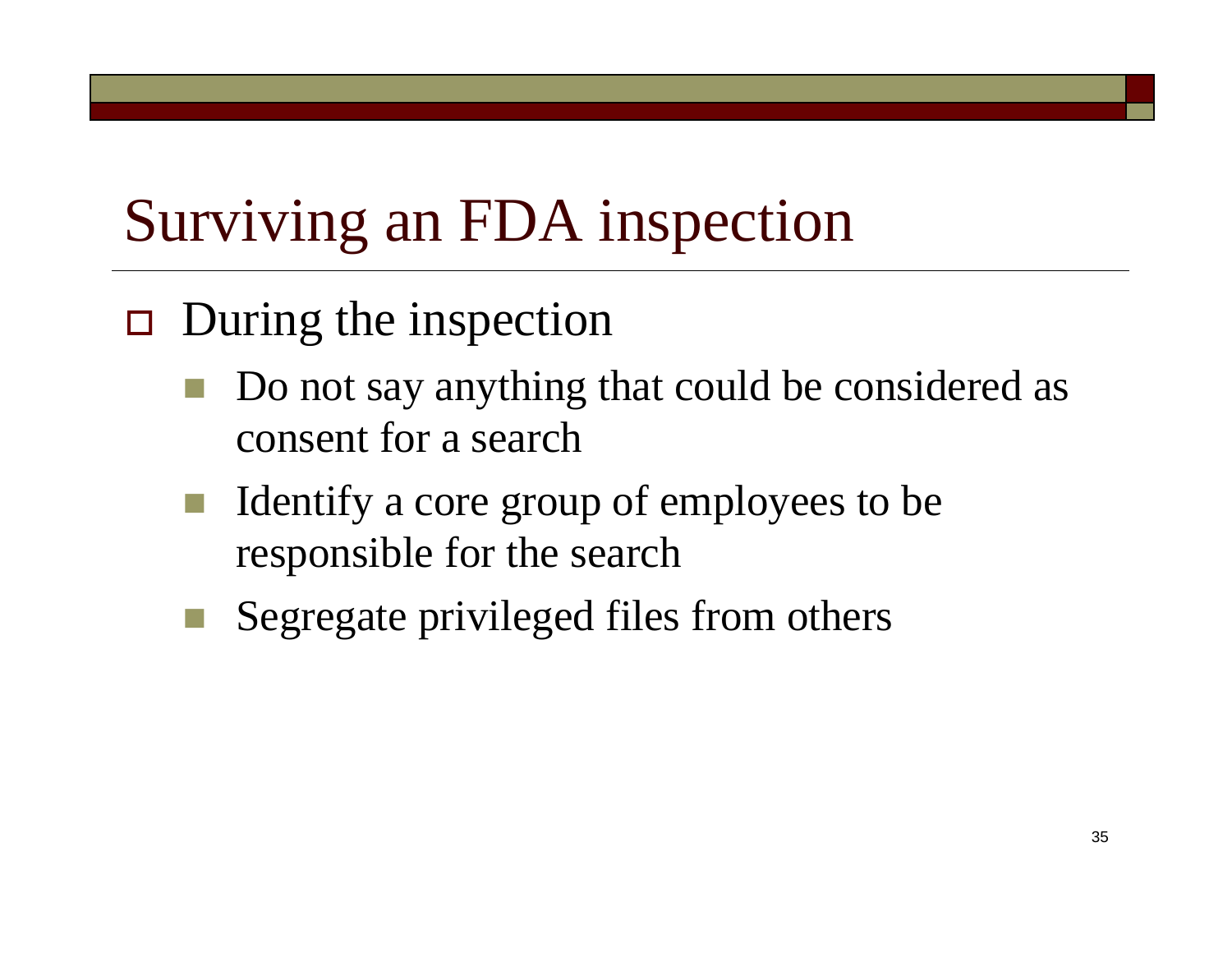# Surviving an FDA inspection

- During the inspection
  - Do not say anything that could be considered as consent for a search
  - Identify a core group of employees to be responsible for the search
  - Segregate privileged files from others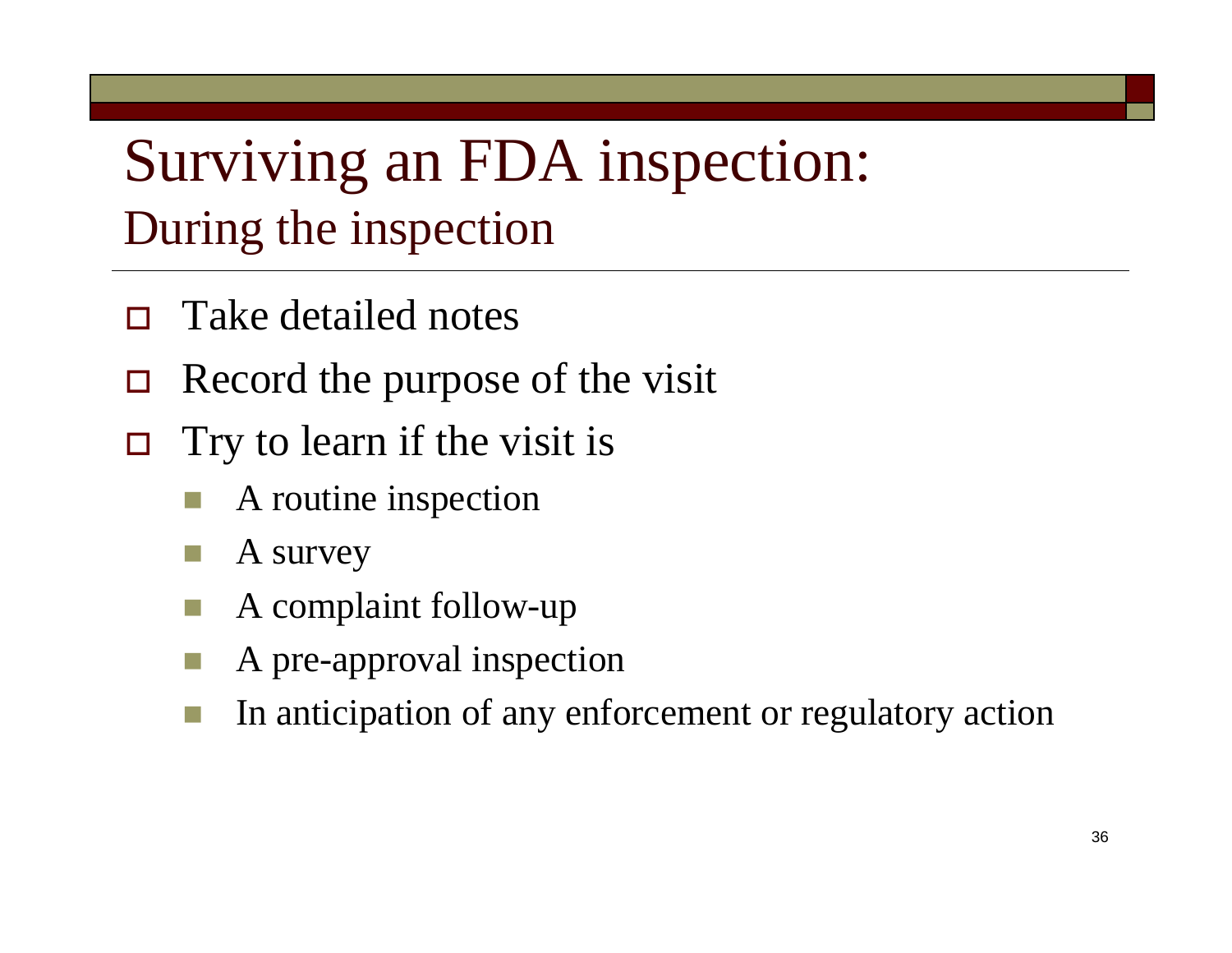# Surviving an FDA inspection:
## During the inspection

- Take detailed notes
- Record the purpose of the visit
- Try to learn if the visit is
  - A routine inspection
  - A survey
  - A complaint follow-up
  - A pre-approval inspection
  - In anticipation of any enforcement or regulatory action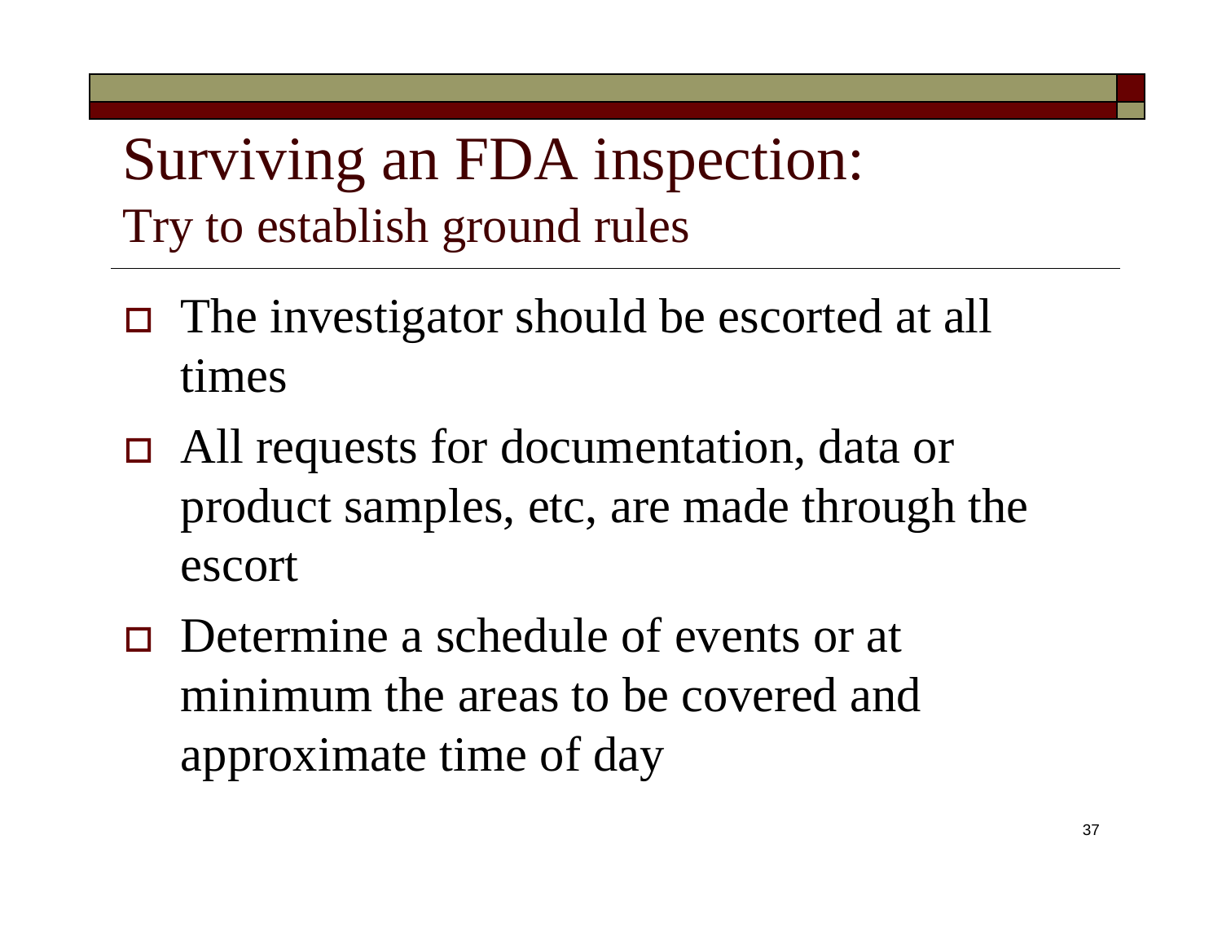# Surviving an FDA inspection:
## Try to establish ground rules

- The investigator should be escorted at all times
- All requests for documentation, data or product samples, etc, are made through the escort
- Determine a schedule of events or at minimum the areas to be covered and approximate time of day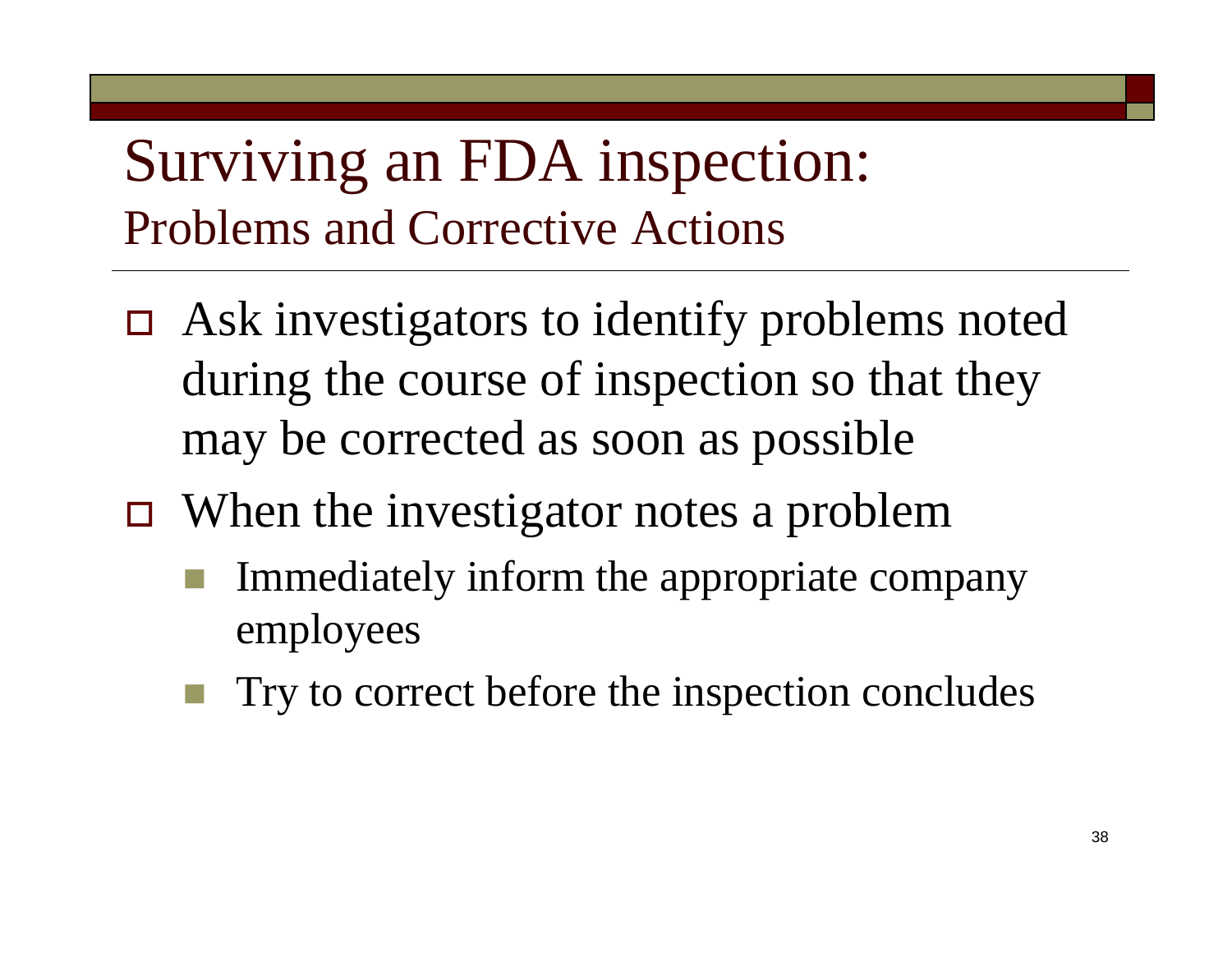# Surviving an FDA inspection:
## Problems and Corrective Actions

- Ask investigators to identify problems noted during the course of inspection so that they may be corrected as soon as possible
- When the investigator notes a problem
  - Immediately inform the appropriate company employees
  - Try to correct before the inspection concludes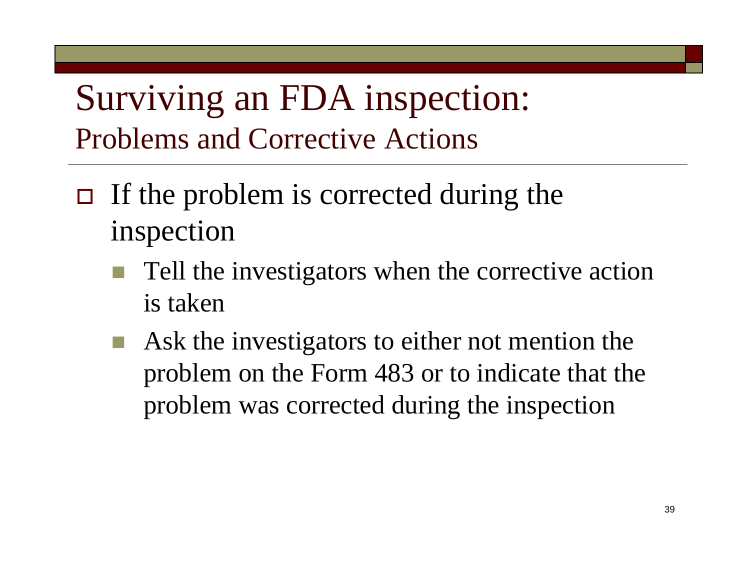# Surviving an FDA inspection:
## Problems and Corrective Actions

- If the problem is corrected during the inspection
  - Tell the investigators when the corrective action is taken
  - Ask the investigators to either not mention the problem on the Form 483 or to indicate that the problem was corrected during the inspection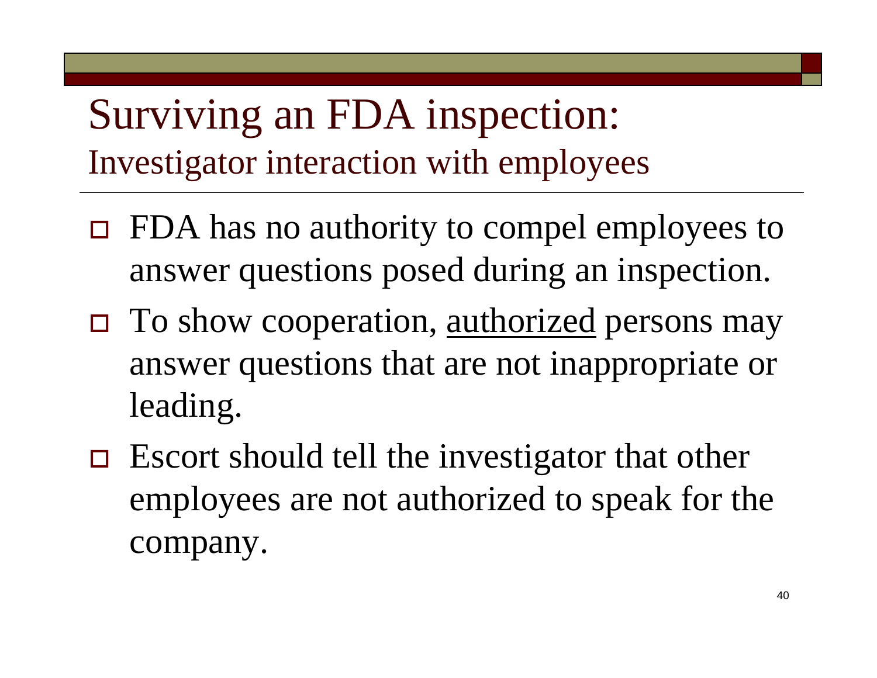# Surviving an FDA inspection:

## Investigator interaction with employees

- FDA has no authority to compel employees to answer questions posed during an inspection.
- To show cooperation, <u>authorized</u> persons may answer questions that are not inappropriate or leading.
- Escort should tell the investigator that other employees are not authorized to speak for the company.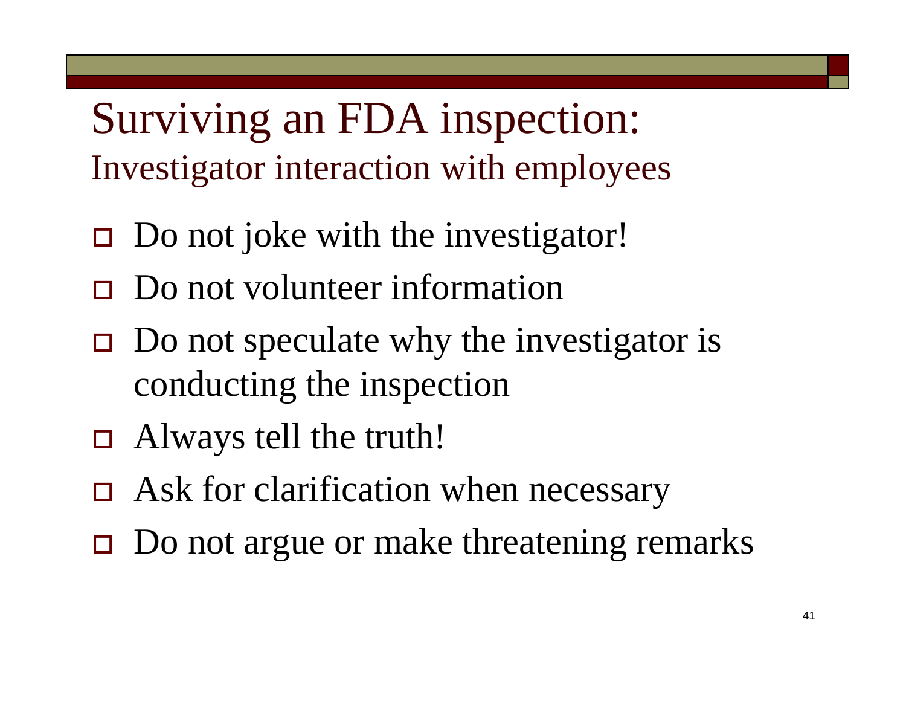# Surviving an FDA inspection:
## Investigator interaction with employees

- Do not joke with the investigator!
- Do not volunteer information
- Do not speculate why the investigator is conducting the inspection
- Always tell the truth!
- Ask for clarification when necessary
- Do not argue or make threatening remarks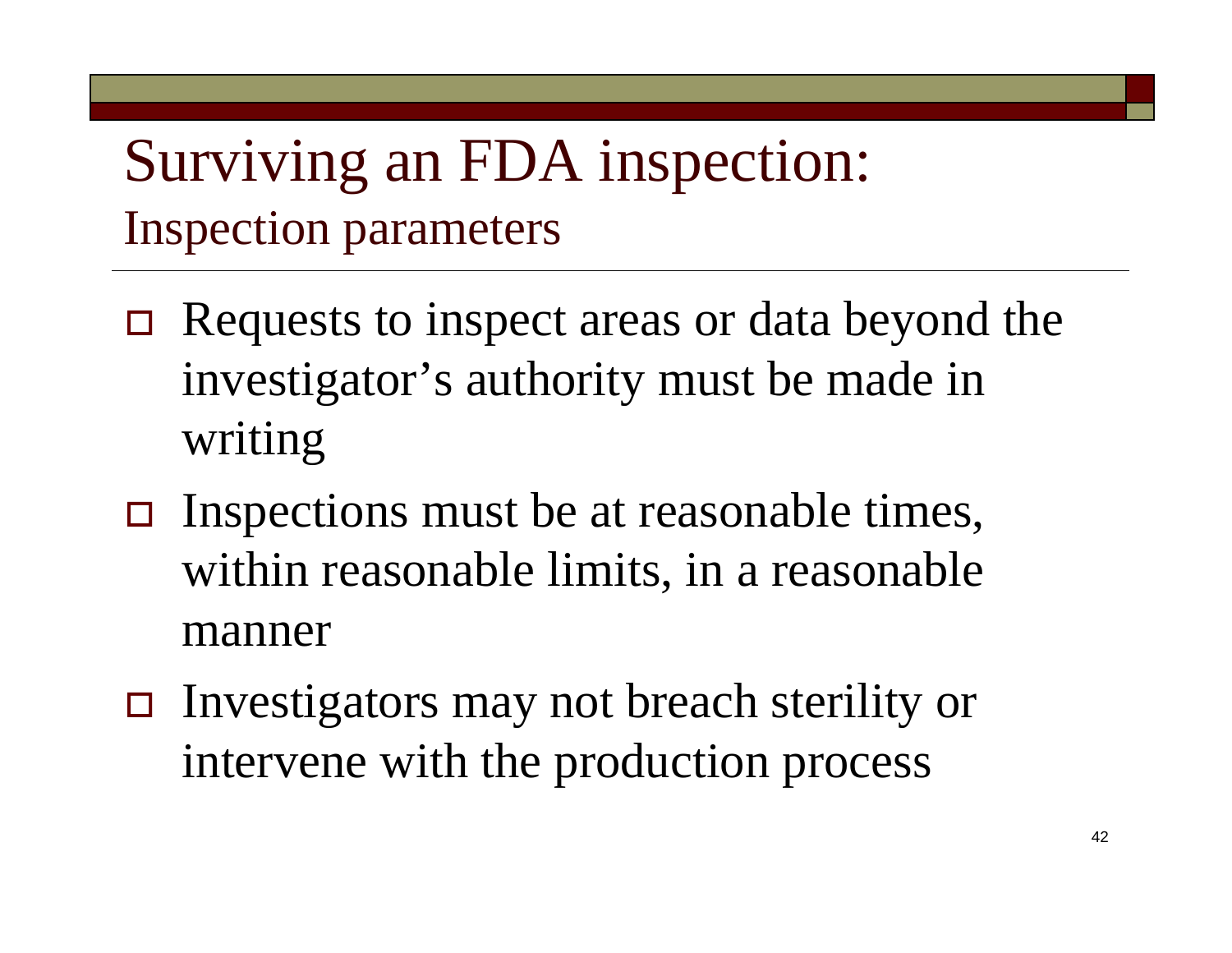# Surviving an FDA inspection:

## Inspection parameters

- Requests to inspect areas or data beyond the investigator’s authority must be made in writing
- Inspections must be at reasonable times, within reasonable limits, in a reasonable manner
- Investigators may not breach sterility or intervene with the production process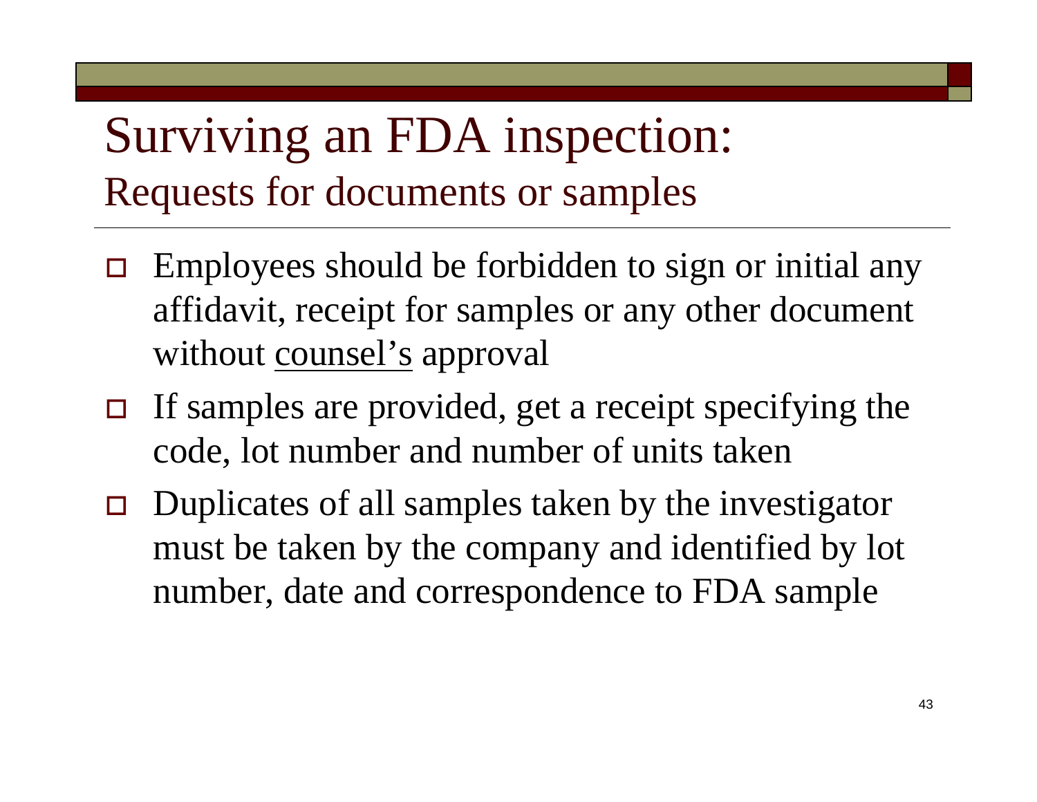# Surviving an FDA inspection:
## Requests for documents or samples

- Employees should be forbidden to sign or initial any affidavit, receipt for samples or any other document without <u>counsel's</u> approval
- If samples are provided, get a receipt specifying the code, lot number and number of units taken
- Duplicates of all samples taken by the investigator must be taken by the company and identified by lot number, date and correspondence to FDA sample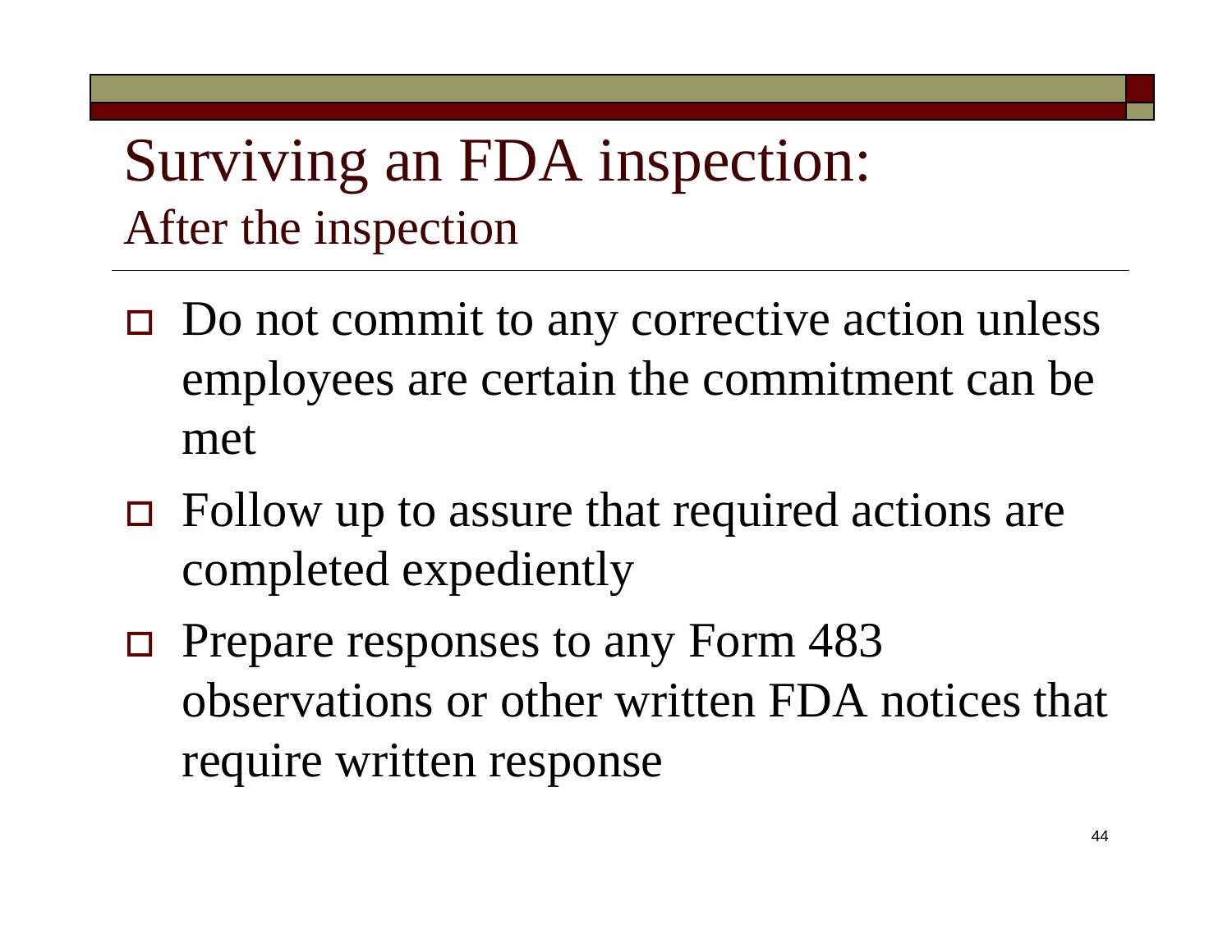# Surviving an FDA inspection:

## After the inspection

- Do not commit to any corrective action unless employees are certain the commitment can be met
- Follow up to assure that required actions are completed expediently
- Prepare responses to any Form 483 observations or other written FDA notices that require written response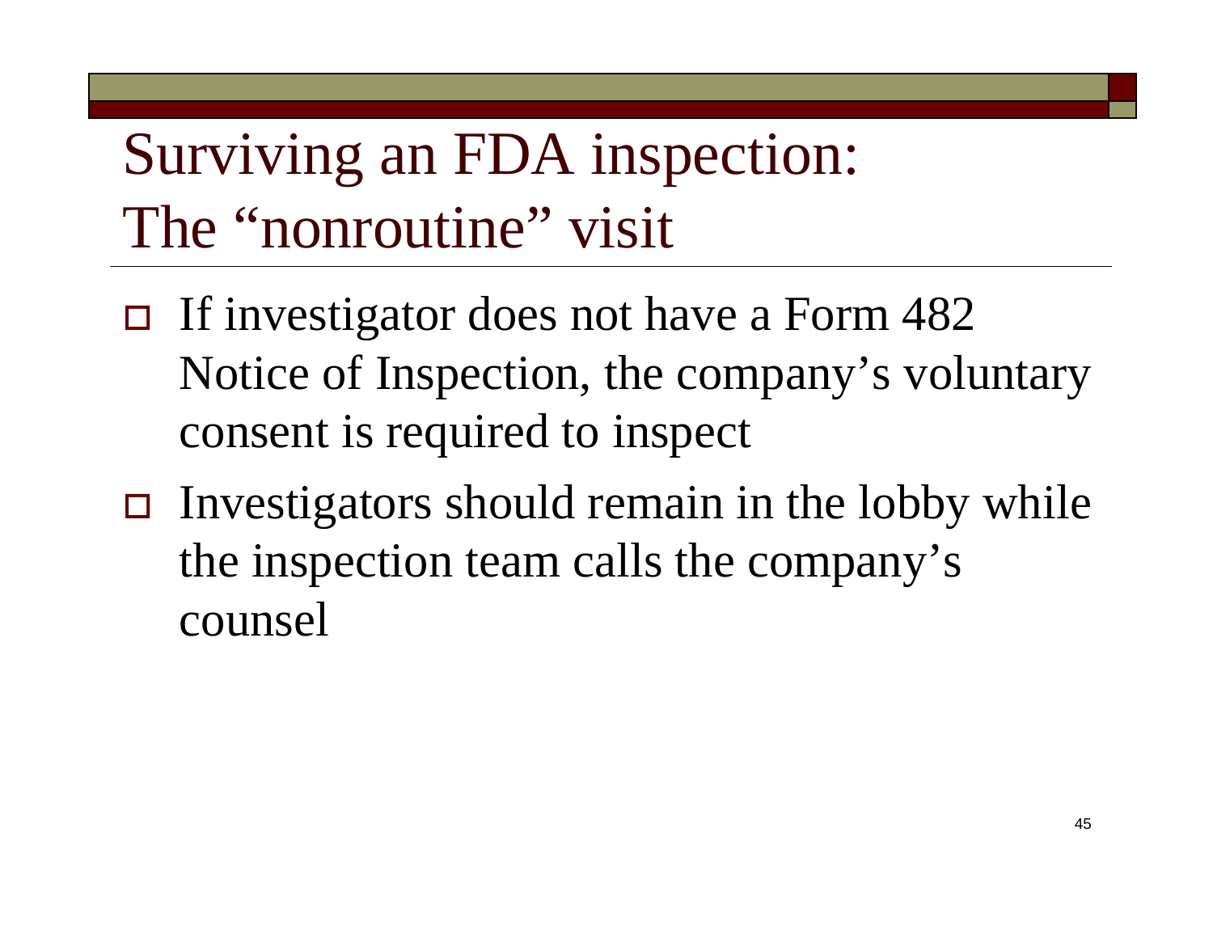# Surviving an FDA inspection: The "nonroutine" visit

- If investigator does not have a Form 482 Notice of Inspection, the company's voluntary consent is required to inspect
- Investigators should remain in the lobby while the inspection team calls the company's counsel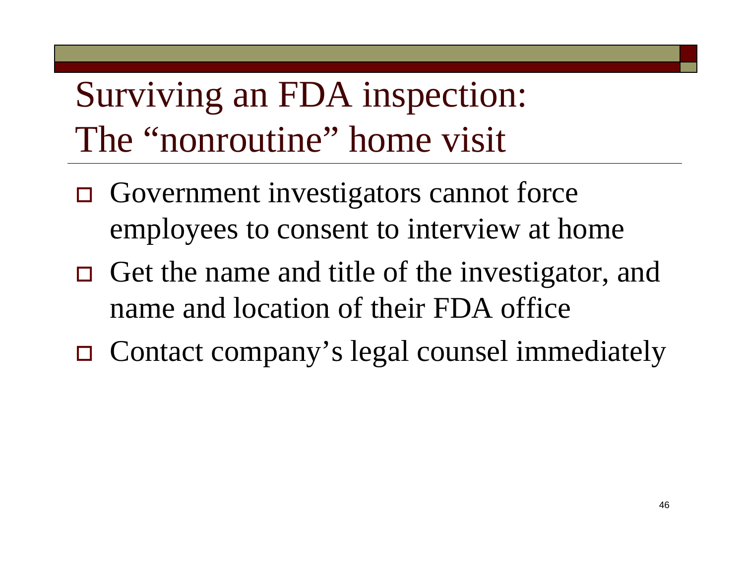# Surviving an FDA inspection: The "nonroutine" home visit

- Government investigators cannot force employees to consent to interview at home
- Get the name and title of the investigator, and name and location of their FDA office
- Contact company's legal counsel immediately